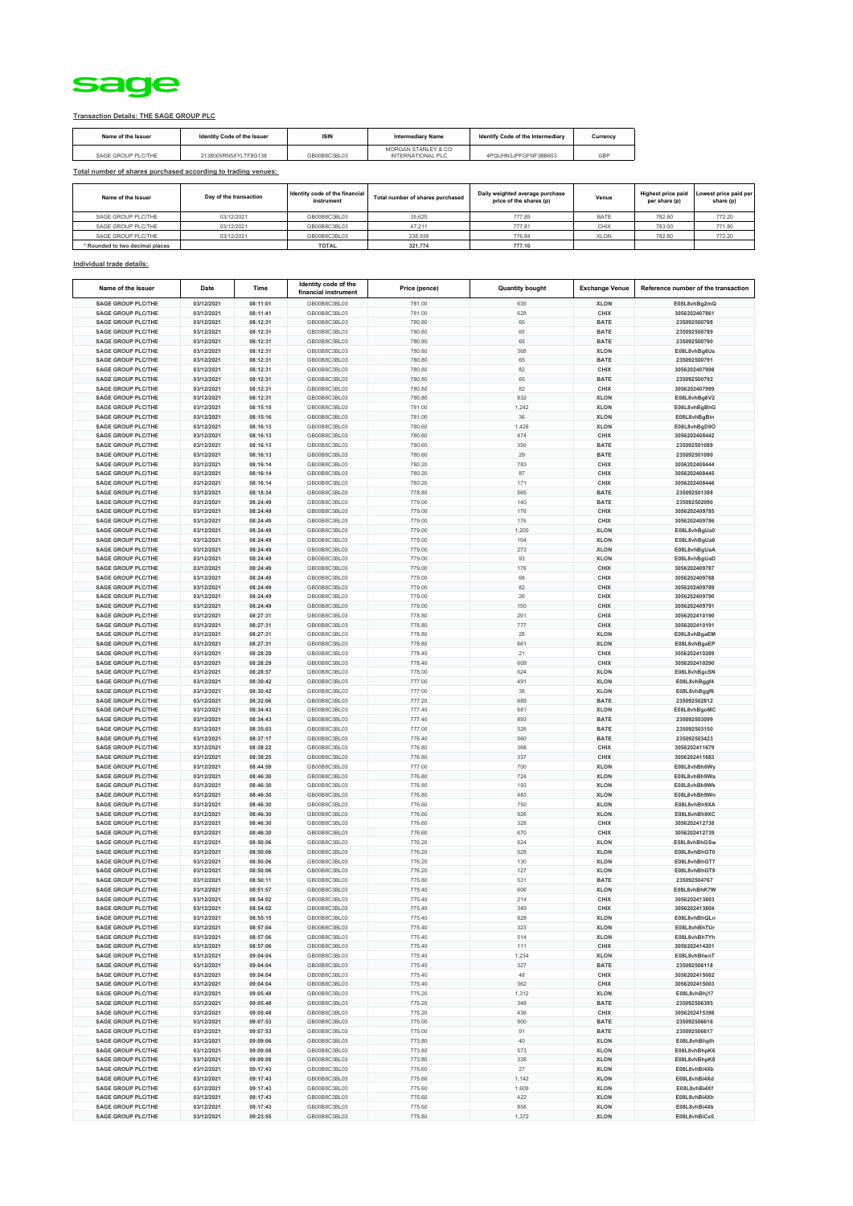sage

**Transaction Details: THE SAGE GROUP PLC**

| Name of the Issuer | Identity Code of the Issuer | ISIN | Intermediary Name | Identify Code of the Intermediary | Currency |
|---|---|---|---|---|---|
| SAGE GROUP PLC/THE | 2138005RN5XYLTF8G138 | GB00B8C3BL03 | MORGAN STANLEY & CO INTERNATIONAL PLC | 4PQUHN3JPFGFNF3BB653 | GBP |

**Total number of shares purchased according to trading venues:**

| Name of the Issuer | Day of the transaction | Identity code of the financial instrument | Total number of shares purchased | Daily weighted average purchase price of the shares (p) | Venue | Highest price paid per share (p) | Lowest price paid per share (p) |
|---|---|---|---|---|---|---|---|
| SAGE GROUP PLC/THE | 03/12/2021 | GB00B8C3BL03 | 35,625 | 777.89 | BATE | 782.60 | 772.20 |
| SAGE GROUP PLC/THE | 03/12/2021 | GB00B8C3BL03 | 47,211 | 777.81 | CHIX | 783.00 | 771.80 |
| SAGE GROUP PLC/THE | 03/12/2021 | GB00B8C3BL03 | 238,938 | 776.84 | XLON | 782.80 | 772.20 |
| * Rounded to two decimal places | | TOTAL | 321,774 | 777.10 | | | |

**Individual trade details:**

| Name of the Issuer | Date | Time | Identity code of the financial instrument | Price (pence) | Quantity bought | Exchange Venue | Reference number of the transaction |
|---|---|---|---|---|---|---|---|
| SAGE GROUP PLC/THE | 03/12/2021 | 08:11:01 | GB00B8C3BL03 | 781.00 | 635 | XLON | E08L8vhBg2mQ |
| SAGE GROUP PLC/THE | 03/12/2021 | 08:11:41 | GB00B8C3BL03 | 781.00 | 628 | CHIX | 3056202407861 |
| SAGE GROUP PLC/THE | 03/12/2021 | 08:12:31 | GB00B8C3BL03 | 780.80 | 65 | BATE | 235092500788 |
| SAGE GROUP PLC/THE | 03/12/2021 | 08:12:31 | GB00B8C3BL03 | 780.80 | 65 | BATE | 235092500789 |
| SAGE GROUP PLC/THE | 03/12/2021 | 08:12:31 | GB00B8C3BL03 | 780.80 | 65 | BATE | 235092500790 |
| SAGE GROUP PLC/THE | 03/12/2021 | 08:12:31 | GB00B8C3BL03 | 780.80 | 368 | XLON | E08L8vhBg6Us |
| SAGE GROUP PLC/THE | 03/12/2021 | 08:12:31 | GB00B8C3BL03 | 780.80 | 65 | BATE | 235092500791 |
| SAGE GROUP PLC/THE | 03/12/2021 | 08:12:31 | GB00B8C3BL03 | 780.80 | 82 | CHIX | 3056202407998 |
| SAGE GROUP PLC/THE | 03/12/2021 | 08:12:31 | GB00B8C3BL03 | 780.80 | 65 | BATE | 235092500792 |
| SAGE GROUP PLC/THE | 03/12/2021 | 08:12:31 | GB00B8C3BL03 | 780.80 | 82 | CHIX | 3056202407999 |
| SAGE GROUP PLC/THE | 03/12/2021 | 08:12:31 | GB00B8C3BL03 | 780.80 | 832 | XLON | E08L8vhBg6V2 |
| SAGE GROUP PLC/THE | 03/12/2021 | 08:15:15 | GB00B8C3BL03 | 781.00 | 1,242 | XLON | E08L8vhBgBhG |
| SAGE GROUP PLC/THE | 03/12/2021 | 08:15:16 | GB00B8C3BL03 | 781.00 | 36 | XLON | E08L8vhBgBin |
| SAGE GROUP PLC/THE | 03/12/2021 | 08:16:13 | GB00B8C3BL03 | 780.60 | 1,426 | XLON | E08L8vhBgD9O |
| SAGE GROUP PLC/THE | 03/12/2021 | 08:16:13 | GB00B8C3BL03 | 780.60 | 474 | CHIX | 3056202408442 |
| SAGE GROUP PLC/THE | 03/12/2021 | 08:16:13 | GB00B8C3BL03 | 780.60 | 350 | BATE | 235092501089 |
| SAGE GROUP PLC/THE | 03/12/2021 | 08:16:13 | GB00B8C3BL03 | 780.60 | 29 | BATE | 235092501090 |
| SAGE GROUP PLC/THE | 03/12/2021 | 08:16:14 | GB00B8C3BL03 | 780.20 | 783 | CHIX | 3056202408444 |
| SAGE GROUP PLC/THE | 03/12/2021 | 08:16:14 | GB00B8C3BL03 | 780.20 | 87 | CHIX | 3056202408445 |
| SAGE GROUP PLC/THE | 03/12/2021 | 08:16:14 | GB00B8C3BL03 | 780.20 | 171 | CHIX | 3056202408446 |
| SAGE GROUP PLC/THE | 03/12/2021 | 08:18:34 | GB00B8C3BL03 | 778.80 | 565 | BATE | 235092501398 |
| SAGE GROUP PLC/THE | 03/12/2021 | 08:24:49 | GB00B8C3BL03 | 779.00 | 140 | BATE | 235092502090 |
| SAGE GROUP PLC/THE | 03/12/2021 | 08:24:49 | GB00B8C3BL03 | 779.00 | 176 | CHIX | 3056202409785 |
| SAGE GROUP PLC/THE | 03/12/2021 | 08:24:49 | GB00B8C3BL03 | 779.00 | 176 | CHIX | 3056202409786 |
| SAGE GROUP PLC/THE | 03/12/2021 | 08:24:49 | GB00B8C3BL03 | 779.00 | 1,200 | XLON | E08L8vhBgUa0 |
| SAGE GROUP PLC/THE | 03/12/2021 | 08:24:49 | GB00B8C3BL03 | 779.00 | 194 | XLON | E08L8vhBgUa6 |
| SAGE GROUP PLC/THE | 03/12/2021 | 08:24:49 | GB00B8C3BL03 | 779.00 | 273 | XLON | E08L8vhBgUaA |
| SAGE GROUP PLC/THE | 03/12/2021 | 08:24:49 | GB00B8C3BL03 | 779.00 | 93 | XLON | E08L8vhBgUaD |
| SAGE GROUP PLC/THE | 03/12/2021 | 08:24:49 | GB00B8C3BL03 | 779.00 | 176 | CHIX | 3056202409787 |
| SAGE GROUP PLC/THE | 03/12/2021 | 08:24:49 | GB00B8C3BL03 | 779.00 | 68 | CHIX | 3056202409788 |
| SAGE GROUP PLC/THE | 03/12/2021 | 08:24:49 | GB00B8C3BL03 | 779.00 | 82 | CHIX | 3056202409789 |
| SAGE GROUP PLC/THE | 03/12/2021 | 08:24:49 | GB00B8C3BL03 | 779.00 | 26 | CHIX | 3056202409790 |
| SAGE GROUP PLC/THE | 03/12/2021 | 08:24:49 | GB00B8C3BL03 | 779.00 | 150 | CHIX | 3056202409791 |
| SAGE GROUP PLC/THE | 03/12/2021 | 08:27:31 | GB00B8C3BL03 | 778.80 | 291 | CHIX | 3056202410190 |
| SAGE GROUP PLC/THE | 03/12/2021 | 08:27:31 | GB00B8C3BL03 | 778.80 | 777 | CHIX | 3056202410191 |
| SAGE GROUP PLC/THE | 03/12/2021 | 08:27:31 | GB00B8C3BL03 | 778.80 | 28 | XLON | E08L8vhBgaEM |
| SAGE GROUP PLC/THE | 03/12/2021 | 08:27:31 | GB00B8C3BL03 | 778.80 | 661 | XLON | E08L8vhBgaEP |
| SAGE GROUP PLC/THE | 03/12/2021 | 08:28:29 | GB00B8C3BL03 | 778.40 | 21 | CHIX | 3056202410289 |
| SAGE GROUP PLC/THE | 03/12/2021 | 08:28:29 | GB00B8C3BL03 | 778.40 | 609 | CHIX | 3056202410290 |
| SAGE GROUP PLC/THE | 03/12/2021 | 08:28:57 | GB00B8C3BL03 | 778.00 | 624 | XLON | E08L8vhBgcSN |
| SAGE GROUP PLC/THE | 03/12/2021 | 08:30:42 | GB00B8C3BL03 | 777.00 | 491 | XLON | E08L8vhBggf4 |
| SAGE GROUP PLC/THE | 03/12/2021 | 08:30:42 | GB00B8C3BL03 | 777.00 | 38 | XLON | E08L8vhBggf6 |
| SAGE GROUP PLC/THE | 03/12/2021 | 08:32:06 | GB00B8C3BL03 | 777.20 | 689 | BATE | 235092502812 |
| SAGE GROUP PLC/THE | 03/12/2021 | 08:34:43 | GB00B8C3BL03 | 777.40 | 681 | XLON | E08L8vhBgoMC |
| SAGE GROUP PLC/THE | 03/12/2021 | 08:34:43 | GB00B8C3BL03 | 777.40 | 893 | BATE | 235092503099 |
| SAGE GROUP PLC/THE | 03/12/2021 | 08:35:03 | GB00B8C3BL03 | 777.00 | 526 | BATE | 235092503150 |
| SAGE GROUP PLC/THE | 03/12/2021 | 08:37:17 | GB00B8C3BL03 | 776.40 | 560 | BATE | 235092503423 |
| SAGE GROUP PLC/THE | 03/12/2021 | 08:38:22 | GB00B8C3BL03 | 776.80 | 368 | CHIX | 3056202411679 |
| SAGE GROUP PLC/THE | 03/12/2021 | 08:38:25 | GB00B8C3BL03 | 776.80 | 337 | CHIX | 3056202411683 |
| SAGE GROUP PLC/THE | 03/12/2021 | 08:44:59 | GB00B8C3BL03 | 777.00 | 700 | XLON | E08L8vhBh6Wy |
| SAGE GROUP PLC/THE | 03/12/2021 | 08:46:30 | GB00B8C3BL03 | 776.80 | 724 | XLON | E08L8vhBh9Wa |
| SAGE GROUP PLC/THE | 03/12/2021 | 08:46:30 | GB00B8C3BL03 | 776.80 | 193 | XLON | E08L8vhBh9Wk |
| SAGE GROUP PLC/THE | 03/12/2021 | 08:46:30 | GB00B8C3BL03 | 776.80 | 483 | XLON | E08L8vhBh9Wn |
| SAGE GROUP PLC/THE | 03/12/2021 | 08:46:30 | GB00B8C3BL03 | 776.60 | 750 | XLON | E08L8vhBh9XA |
| SAGE GROUP PLC/THE | 03/12/2021 | 08:46:30 | GB00B8C3BL03 | 776.60 | 926 | XLON | E08L8vhBh9XC |
| SAGE GROUP PLC/THE | 03/12/2021 | 08:46:30 | GB00B8C3BL03 | 776.60 | 328 | CHIX | 3056202412738 |
| SAGE GROUP PLC/THE | 03/12/2021 | 08:46:30 | GB00B8C3BL03 | 776.60 | 670 | CHIX | 3056202412739 |
| SAGE GROUP PLC/THE | 03/12/2021 | 08:50:06 | GB00B8C3BL03 | 776.20 | 624 | XLON | E08L8vhBhGSw |
| SAGE GROUP PLC/THE | 03/12/2021 | 08:50:06 | GB00B8C3BL03 | 776.20 | 528 | XLON | E08L8vhBhGT0 |
| SAGE GROUP PLC/THE | 03/12/2021 | 08:50:06 | GB00B8C3BL03 | 776.20 | 130 | XLON | E08L8vhBhGT7 |
| SAGE GROUP PLC/THE | 03/12/2021 | 08:50:06 | GB00B8C3BL03 | 776.20 | 127 | XLON | E08L8vhBhGT9 |
| SAGE GROUP PLC/THE | 03/12/2021 | 08:50:11 | GB00B8C3BL03 | 775.80 | 531 | BATE | 235092504767 |
| SAGE GROUP PLC/THE | 03/12/2021 | 08:51:57 | GB00B8C3BL03 | 775.40 | 606 | XLON | E08L8vhBhK7W |
| SAGE GROUP PLC/THE | 03/12/2021 | 08:54:02 | GB00B8C3BL03 | 775.40 | 214 | CHIX | 3056202413803 |
| SAGE GROUP PLC/THE | 03/12/2021 | 08:54:02 | GB00B8C3BL03 | 775.40 | 349 | CHIX | 3056202413804 |
| SAGE GROUP PLC/THE | 03/12/2021 | 08:55:15 | GB00B8C3BL03 | 775.40 | 828 | XLON | E08L8vhBhQLn |
| SAGE GROUP PLC/THE | 03/12/2021 | 08:57:04 | GB00B8C3BL03 | 775.40 | 323 | XLON | E08L8vhBhTUr |
| SAGE GROUP PLC/THE | 03/12/2021 | 08:57:06 | GB00B8C3BL03 | 775.40 | 514 | XLON | E08L8vhBhTYh |
| SAGE GROUP PLC/THE | 03/12/2021 | 08:57:06 | GB00B8C3BL03 | 775.40 | 111 | CHIX | 3056202414201 |
| SAGE GROUP PLC/THE | 03/12/2021 | 09:04:04 | GB00B8C3BL03 | 775.40 | 1,234 | XLON | E08L8vhBhenT |
| SAGE GROUP PLC/THE | 03/12/2021 | 09:04:04 | GB00B8C3BL03 | 775.40 | 327 | BATE | 235092506118 |
| SAGE GROUP PLC/THE | 03/12/2021 | 09:04:04 | GB00B8C3BL03 | 775.40 | 48 | CHIX | 3056202415002 |
| SAGE GROUP PLC/THE | 03/12/2021 | 09:04:04 | GB00B8C3BL03 | 775.40 | 362 | CHIX | 3056202415003 |
| SAGE GROUP PLC/THE | 03/12/2021 | 09:05:48 | GB00B8C3BL03 | 775.20 | 1,312 | XLON | E08L8vhBhj17 |
| SAGE GROUP PLC/THE | 03/12/2021 | 09:05:48 | GB00B8C3BL03 | 775.20 | 348 | BATE | 235092506395 |
| SAGE GROUP PLC/THE | 03/12/2021 | 09:05:48 | GB00B8C3BL03 | 775.20 | 436 | CHIX | 3056202415398 |
| SAGE GROUP PLC/THE | 03/12/2021 | 09:07:53 | GB00B8C3BL03 | 775.00 | 900 | BATE | 235092506616 |
| SAGE GROUP PLC/THE | 03/12/2021 | 09:07:53 | GB00B8C3BL03 | 775.00 | 91 | BATE | 235092506617 |
| SAGE GROUP PLC/THE | 03/12/2021 | 09:09:06 | GB00B8C3BL03 | 773.80 | 40 | XLON | E08L8vhBhplh |
| SAGE GROUP PLC/THE | 03/12/2021 | 09:09:08 | GB00B8C3BL03 | 773.80 | 573 | XLON | E08L8vhBhpK6 |
| SAGE GROUP PLC/THE | 03/12/2021 | 09:09:08 | GB00B8C3BL03 | 773.80 | 338 | XLON | E08L8vhBhpK8 |
| SAGE GROUP PLC/THE | 03/12/2021 | 09:17:43 | GB00B8C3BL03 | 775.60 | 27 | XLON | E08L8vhBi4Xb |
| SAGE GROUP PLC/THE | 03/12/2021 | 09:17:43 | GB00B8C3BL03 | 775.60 | 1,142 | XLON | E08L8vhBi4Xd |
| SAGE GROUP PLC/THE | 03/12/2021 | 09:17:43 | GB00B8C3BL03 | 775.60 | 1,609 | XLON | E08L8vhBi4Xf |
| SAGE GROUP PLC/THE | 03/12/2021 | 09:17:43 | GB00B8C3BL03 | 775.60 | 422 | XLON | E08L8vhBi4Xh |
| SAGE GROUP PLC/THE | 03/12/2021 | 09:17:43 | GB00B8C3BL03 | 775.60 | 858 | XLON | E08L8vhBi4Xk |
| SAGE GROUP PLC/THE | 03/12/2021 | 09:23:55 | GB00B8C3BL03 | 775.80 | 1,372 | XLON | E08L8vhBiCx0 |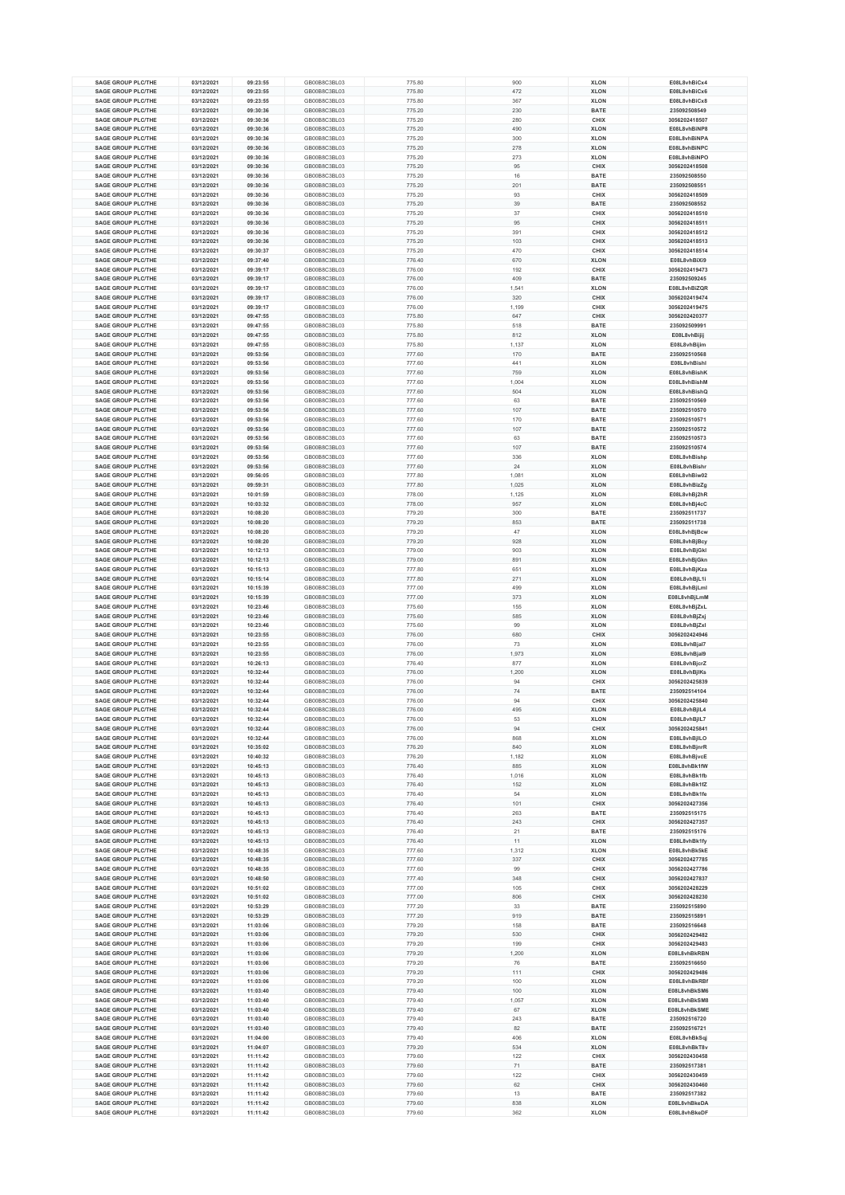| SAGE GROUP PLC/THE | 03/12/2021 | 09:23:55 | GB00B8C3BL03 | 775.80 | 900 | XLON | E08L8vhBiCx4 |
|---|---|---|---|---|---|---|---|
| SAGE GROUP PLC/THE | 03/12/2021 | 09:23:55 | GB00B8C3BL03 | 775.80 | 472 | XLON | E08L8vhBiCx6 |
| SAGE GROUP PLC/THE | 03/12/2021 | 09:23:55 | GB00B8C3BL03 | 775.80 | 367 | XLON | E08L8vhBiCx8 |
| SAGE GROUP PLC/THE | 03/12/2021 | 09:30:36 | GB00B8C3BL03 | 775.20 | 230 | BATE | 235092508549 |
| SAGE GROUP PLC/THE | 03/12/2021 | 09:30:36 | GB00B8C3BL03 | 775.20 | 280 | CHIX | 3056202418507 |
| SAGE GROUP PLC/THE | 03/12/2021 | 09:30:36 | GB00B8C3BL03 | 775.20 | 490 | XLON | E08L8vhBiNP8 |
| SAGE GROUP PLC/THE | 03/12/2021 | 09:30:36 | GB00B8C3BL03 | 775.20 | 300 | XLON | E08L8vhBiNPA |
| SAGE GROUP PLC/THE | 03/12/2021 | 09:30:36 | GB00B8C3BL03 | 775.20 | 278 | XLON | E08L8vhBiNPC |
| SAGE GROUP PLC/THE | 03/12/2021 | 09:30:36 | GB00B8C3BL03 | 775.20 | 273 | XLON | E08L8vhBiNPO |
| SAGE GROUP PLC/THE | 03/12/2021 | 09:30:36 | GB00B8C3BL03 | 775.20 | 95 | CHIX | 3056202418508 |
| SAGE GROUP PLC/THE | 03/12/2021 | 09:30:36 | GB00B8C3BL03 | 775.20 | 16 | BATE | 235092508550 |
| SAGE GROUP PLC/THE | 03/12/2021 | 09:30:36 | GB00B8C3BL03 | 775.20 | 201 | BATE | 235092508551 |
| SAGE GROUP PLC/THE | 03/12/2021 | 09:30:36 | GB00B8C3BL03 | 775.20 | 93 | CHIX | 3056202418509 |
| SAGE GROUP PLC/THE | 03/12/2021 | 09:30:36 | GB00B8C3BL03 | 775.20 | 39 | BATE | 235092508552 |
| SAGE GROUP PLC/THE | 03/12/2021 | 09:30:36 | GB00B8C3BL03 | 775.20 | 37 | CHIX | 3056202418510 |
| SAGE GROUP PLC/THE | 03/12/2021 | 09:30:36 | GB00B8C3BL03 | 775.20 | 95 | CHIX | 3056202418511 |
| SAGE GROUP PLC/THE | 03/12/2021 | 09:30:36 | GB00B8C3BL03 | 775.20 | 391 | CHIX | 3056202418512 |
| SAGE GROUP PLC/THE | 03/12/2021 | 09:30:36 | GB00B8C3BL03 | 775.20 | 103 | CHIX | 3056202418513 |
| SAGE GROUP PLC/THE | 03/12/2021 | 09:30:37 | GB00B8C3BL03 | 775.20 | 470 | CHIX | 3056202418514 |
| SAGE GROUP PLC/THE | 03/12/2021 | 09:37:40 | GB00B8C3BL03 | 776.40 | 670 | XLON | E08L8vhBiXi9 |
| SAGE GROUP PLC/THE | 03/12/2021 | 09:39:17 | GB00B8C3BL03 | 776.00 | 192 | CHIX | 3056202419473 |
| SAGE GROUP PLC/THE | 03/12/2021 | 09:39:17 | GB00B8C3BL03 | 776.00 | 409 | BATE | 235092509245 |
| SAGE GROUP PLC/THE | 03/12/2021 | 09:39:17 | GB00B8C3BL03 | 776.00 | 1,541 | XLON | E08L8vhBiZQR |
| SAGE GROUP PLC/THE | 03/12/2021 | 09:39:17 | GB00B8C3BL03 | 776.00 | 320 | CHIX | 3056202419474 |
| SAGE GROUP PLC/THE | 03/12/2021 | 09:39:17 | GB00B8C3BL03 | 776.00 | 1,199 | CHIX | 3056202419475 |
| SAGE GROUP PLC/THE | 03/12/2021 | 09:47:55 | GB00B8C3BL03 | 775.80 | 647 | CHIX | 3056202420377 |
| SAGE GROUP PLC/THE | 03/12/2021 | 09:47:55 | GB00B8C3BL03 | 775.80 | 518 | BATE | 235092509991 |
| SAGE GROUP PLC/THE | 03/12/2021 | 09:47:55 | GB00B8C3BL03 | 775.80 | 812 | XLON | E08L8vhBijjj |
| SAGE GROUP PLC/THE | 03/12/2021 | 09:47:55 | GB00B8C3BL03 | 775.80 | 1,137 | XLON | E08L8vhBijim |
| SAGE GROUP PLC/THE | 03/12/2021 | 09:53:56 | GB00B8C3BL03 | 777.60 | 170 | BATE | 235092510568 |
| SAGE GROUP PLC/THE | 03/12/2021 | 09:53:56 | GB00B8C3BL03 | 777.60 | 441 | XLON | E08L8vhBishI |
| SAGE GROUP PLC/THE | 03/12/2021 | 09:53:56 | GB00B8C3BL03 | 777.60 | 759 | XLON | E08L8vhBishK |
| SAGE GROUP PLC/THE | 03/12/2021 | 09:53:56 | GB00B8C3BL03 | 777.60 | 1,004 | XLON | E08L8vhBishM |
| SAGE GROUP PLC/THE | 03/12/2021 | 09:53:56 | GB00B8C3BL03 | 777.60 | 504 | XLON | E08L8vhBishQ |
| SAGE GROUP PLC/THE | 03/12/2021 | 09:53:56 | GB00B8C3BL03 | 777.60 | 63 | BATE | 235092510569 |
| SAGE GROUP PLC/THE | 03/12/2021 | 09:53:56 | GB00B8C3BL03 | 777.60 | 107 | BATE | 235092510570 |
| SAGE GROUP PLC/THE | 03/12/2021 | 09:53:56 | GB00B8C3BL03 | 777.60 | 170 | BATE | 235092510571 |
| SAGE GROUP PLC/THE | 03/12/2021 | 09:53:56 | GB00B8C3BL03 | 777.60 | 107 | BATE | 235092510572 |
| SAGE GROUP PLC/THE | 03/12/2021 | 09:53:56 | GB00B8C3BL03 | 777.60 | 63 | BATE | 235092510573 |
| SAGE GROUP PLC/THE | 03/12/2021 | 09:53:56 | GB00B8C3BL03 | 777.60 | 107 | BATE | 235092510574 |
| SAGE GROUP PLC/THE | 03/12/2021 | 09:53:56 | GB00B8C3BL03 | 777.60 | 336 | XLON | E08L8vhBishp |
| SAGE GROUP PLC/THE | 03/12/2021 | 09:53:56 | GB00B8C3BL03 | 777.60 | 24 | XLON | E08L8vhBishr |
| SAGE GROUP PLC/THE | 03/12/2021 | 09:56:05 | GB00B8C3BL03 | 777.80 | 1,081 | XLON | E08L8vhBiw02 |
| SAGE GROUP PLC/THE | 03/12/2021 | 09:59:31 | GB00B8C3BL03 | 777.80 | 1,025 | XLON | E08L8vhBizZg |
| SAGE GROUP PLC/THE | 03/12/2021 | 10:01:59 | GB00B8C3BL03 | 778.00 | 1,125 | XLON | E08L8vhBj2hR |
| SAGE GROUP PLC/THE | 03/12/2021 | 10:03:32 | GB00B8C3BL03 | 778.00 | 957 | XLON | E08L8vhBj4cC |
| SAGE GROUP PLC/THE | 03/12/2021 | 10:08:20 | GB00B8C3BL03 | 779.20 | 300 | BATE | 235092511737 |
| SAGE GROUP PLC/THE | 03/12/2021 | 10:08:20 | GB00B8C3BL03 | 779.20 | 853 | BATE | 235092511738 |
| SAGE GROUP PLC/THE | 03/12/2021 | 10:08:20 | GB00B8C3BL03 | 779.20 | 47 | XLON | E08L8vhBjBcw |
| SAGE GROUP PLC/THE | 03/12/2021 | 10:08:20 | GB00B8C3BL03 | 779.20 | 928 | XLON | E08L8vhBjBcy |
| SAGE GROUP PLC/THE | 03/12/2021 | 10:12:13 | GB00B8C3BL03 | 779.00 | 903 | XLON | E08L8vhBjGkl |
| SAGE GROUP PLC/THE | 03/12/2021 | 10:12:13 | GB00B8C3BL03 | 779.00 | 891 | XLON | E08L8vhBjGkn |
| SAGE GROUP PLC/THE | 03/12/2021 | 10:15:13 | GB00B8C3BL03 | 777.80 | 651 | XLON | E08L8vhBjKza |
| SAGE GROUP PLC/THE | 03/12/2021 | 10:15:14 | GB00B8C3BL03 | 777.80 | 271 | XLON | E08L8vhBjL1i |
| SAGE GROUP PLC/THE | 03/12/2021 | 10:15:39 | GB00B8C3BL03 | 777.00 | 499 | XLON | E08L8vhBjLml |
| SAGE GROUP PLC/THE | 03/12/2021 | 10:15:39 | GB00B8C3BL03 | 777.00 | 373 | XLON | E08L8vhBjLmM |
| SAGE GROUP PLC/THE | 03/12/2021 | 10:23:46 | GB00B8C3BL03 | 775.60 | 155 | XLON | E08L8vhBjZxL |
| SAGE GROUP PLC/THE | 03/12/2021 | 10:23:46 | GB00B8C3BL03 | 775.60 | 585 | XLON | E08L8vhBjZxj |
| SAGE GROUP PLC/THE | 03/12/2021 | 10:23:46 | GB00B8C3BL03 | 775.60 | 99 | XLON | E08L8vhBjZxl |
| SAGE GROUP PLC/THE | 03/12/2021 | 10:23:55 | GB00B8C3BL03 | 776.00 | 680 | CHIX | 3056202424946 |
| SAGE GROUP PLC/THE | 03/12/2021 | 10:23:55 | GB00B8C3BL03 | 776.00 | 73 | XLON | E08L8vhBjal7 |
| SAGE GROUP PLC/THE | 03/12/2021 | 10:23:55 | GB00B8C3BL03 | 776.00 | 1,973 | XLON | E08L8vhBjal9 |
| SAGE GROUP PLC/THE | 03/12/2021 | 10:26:13 | GB00B8C3BL03 | 776.40 | 877 | XLON | E08L8vhBjcrZ |
| SAGE GROUP PLC/THE | 03/12/2021 | 10:32:44 | GB00B8C3BL03 | 776.00 | 1,200 | XLON | E08L8vhBjlKs |
| SAGE GROUP PLC/THE | 03/12/2021 | 10:32:44 | GB00B8C3BL03 | 776.00 | 94 | CHIX | 3056202425839 |
| SAGE GROUP PLC/THE | 03/12/2021 | 10:32:44 | GB00B8C3BL03 | 776.00 | 74 | BATE | 235092514104 |
| SAGE GROUP PLC/THE | 03/12/2021 | 10:32:44 | GB00B8C3BL03 | 776.00 | 94 | CHIX | 3056202425840 |
| SAGE GROUP PLC/THE | 03/12/2021 | 10:32:44 | GB00B8C3BL03 | 776.00 | 495 | XLON | E08L8vhBjlL4 |
| SAGE GROUP PLC/THE | 03/12/2021 | 10:32:44 | GB00B8C3BL03 | 776.00 | 53 | XLON | E08L8vhBjlL7 |
| SAGE GROUP PLC/THE | 03/12/2021 | 10:32:44 | GB00B8C3BL03 | 776.00 | 94 | CHIX | 3056202425841 |
| SAGE GROUP PLC/THE | 03/12/2021 | 10:32:44 | GB00B8C3BL03 | 776.00 | 868 | XLON | E08L8vhBjlLO |
| SAGE GROUP PLC/THE | 03/12/2021 | 10:35:02 | GB00B8C3BL03 | 776.20 | 840 | XLON | E08L8vhBjnrR |
| SAGE GROUP PLC/THE | 03/12/2021 | 10:40:32 | GB00B8C3BL03 | 776.20 | 1,182 | XLON | E08L8vhBjvcE |
| SAGE GROUP PLC/THE | 03/12/2021 | 10:45:13 | GB00B8C3BL03 | 776.40 | 885 | XLON | E08L8vhBk1fW |
| SAGE GROUP PLC/THE | 03/12/2021 | 10:45:13 | GB00B8C3BL03 | 776.40 | 1,016 | XLON | E08L8vhBk1fb |
| SAGE GROUP PLC/THE | 03/12/2021 | 10:45:13 | GB00B8C3BL03 | 776.40 | 152 | XLON | E08L8vhBk1fZ |
| SAGE GROUP PLC/THE | 03/12/2021 | 10:45:13 | GB00B8C3BL03 | 776.40 | 54 | XLON | E08L8vhBk1fe |
| SAGE GROUP PLC/THE | 03/12/2021 | 10:45:13 | GB00B8C3BL03 | 776.40 | 101 | CHIX | 3056202427356 |
| SAGE GROUP PLC/THE | 03/12/2021 | 10:45:13 | GB00B8C3BL03 | 776.40 | 263 | BATE | 235092515175 |
| SAGE GROUP PLC/THE | 03/12/2021 | 10:45:13 | GB00B8C3BL03 | 776.40 | 243 | CHIX | 3056202427357 |
| SAGE GROUP PLC/THE | 03/12/2021 | 10:45:13 | GB00B8C3BL03 | 776.40 | 21 | BATE | 235092515176 |
| SAGE GROUP PLC/THE | 03/12/2021 | 10:45:13 | GB00B8C3BL03 | 776.40 | 11 | XLON | E08L8vhBk1fy |
| SAGE GROUP PLC/THE | 03/12/2021 | 10:48:35 | GB00B8C3BL03 | 777.60 | 1,312 | XLON | E08L8vhBk5kE |
| SAGE GROUP PLC/THE | 03/12/2021 | 10:48:35 | GB00B8C3BL03 | 777.60 | 337 | CHIX | 3056202427785 |
| SAGE GROUP PLC/THE | 03/12/2021 | 10:48:35 | GB00B8C3BL03 | 777.60 | 99 | CHIX | 3056202427786 |
| SAGE GROUP PLC/THE | 03/12/2021 | 10:48:50 | GB00B8C3BL03 | 777.40 | 348 | CHIX | 3056202427837 |
| SAGE GROUP PLC/THE | 03/12/2021 | 10:51:02 | GB00B8C3BL03 | 777.00 | 105 | CHIX | 3056202428229 |
| SAGE GROUP PLC/THE | 03/12/2021 | 10:51:02 | GB00B8C3BL03 | 777.00 | 806 | CHIX | 3056202428230 |
| SAGE GROUP PLC/THE | 03/12/2021 | 10:53:29 | GB00B8C3BL03 | 777.20 | 33 | BATE | 235092515890 |
| SAGE GROUP PLC/THE | 03/12/2021 | 10:53:29 | GB00B8C3BL03 | 777.20 | 919 | BATE | 235092515891 |
| SAGE GROUP PLC/THE | 03/12/2021 | 11:03:06 | GB00B8C3BL03 | 779.20 | 158 | BATE | 235092516648 |
| SAGE GROUP PLC/THE | 03/12/2021 | 11:03:06 | GB00B8C3BL03 | 779.20 | 530 | CHIX | 3056202429482 |
| SAGE GROUP PLC/THE | 03/12/2021 | 11:03:06 | GB00B8C3BL03 | 779.20 | 199 | CHIX | 3056202429483 |
| SAGE GROUP PLC/THE | 03/12/2021 | 11:03:06 | GB00B8C3BL03 | 779.20 | 1,200 | XLON | E08L8vhBkRBN |
| SAGE GROUP PLC/THE | 03/12/2021 | 11:03:06 | GB00B8C3BL03 | 779.20 | 76 | BATE | 235092516650 |
| SAGE GROUP PLC/THE | 03/12/2021 | 11:03:06 | GB00B8C3BL03 | 779.20 | 111 | CHIX | 3056202429486 |
| SAGE GROUP PLC/THE | 03/12/2021 | 11:03:06 | GB00B8C3BL03 | 779.20 | 100 | XLON | E08L8vhBkRBf |
| SAGE GROUP PLC/THE | 03/12/2021 | 11:03:40 | GB00B8C3BL03 | 779.40 | 100 | XLON | E08L8vhBkSM6 |
| SAGE GROUP PLC/THE | 03/12/2021 | 11:03:40 | GB00B8C3BL03 | 779.40 | 1,057 | XLON | E08L8vhBkSM8 |
| SAGE GROUP PLC/THE | 03/12/2021 | 11:03:40 | GB00B8C3BL03 | 779.40 | 67 | XLON | E08L8vhBkSME |
| SAGE GROUP PLC/THE | 03/12/2021 | 11:03:40 | GB00B8C3BL03 | 779.40 | 243 | BATE | 235092516720 |
| SAGE GROUP PLC/THE | 03/12/2021 | 11:03:40 | GB00B8C3BL03 | 779.40 | 82 | BATE | 235092516721 |
| SAGE GROUP PLC/THE | 03/12/2021 | 11:04:00 | GB00B8C3BL03 | 779.40 | 406 | XLON | E08L8vhBkSgj |
| SAGE GROUP PLC/THE | 03/12/2021 | 11:04:07 | GB00B8C3BL03 | 779.20 | 534 | XLON | E08L8vhBkT8v |
| SAGE GROUP PLC/THE | 03/12/2021 | 11:11:42 | GB00B8C3BL03 | 779.60 | 122 | CHIX | 3056202430458 |
| SAGE GROUP PLC/THE | 03/12/2021 | 11:11:42 | GB00B8C3BL03 | 779.60 | 71 | BATE | 235092517381 |
| SAGE GROUP PLC/THE | 03/12/2021 | 11:11:42 | GB00B8C3BL03 | 779.60 | 122 | CHIX | 3056202430459 |
| SAGE GROUP PLC/THE | 03/12/2021 | 11:11:42 | GB00B8C3BL03 | 779.60 | 62 | CHIX | 3056202430460 |
| SAGE GROUP PLC/THE | 03/12/2021 | 11:11:42 | GB00B8C3BL03 | 779.60 | 13 | BATE | 235092517382 |
| SAGE GROUP PLC/THE | 03/12/2021 | 11:11:42 | GB00B8C3BL03 | 779.60 | 838 | XLON | E08L8vhBkeDA |
| SAGE GROUP PLC/THE | 03/12/2021 | 11:11:42 | GB00B8C3BL03 | 779.60 | 362 | XLON | E08L8vhBkeDF |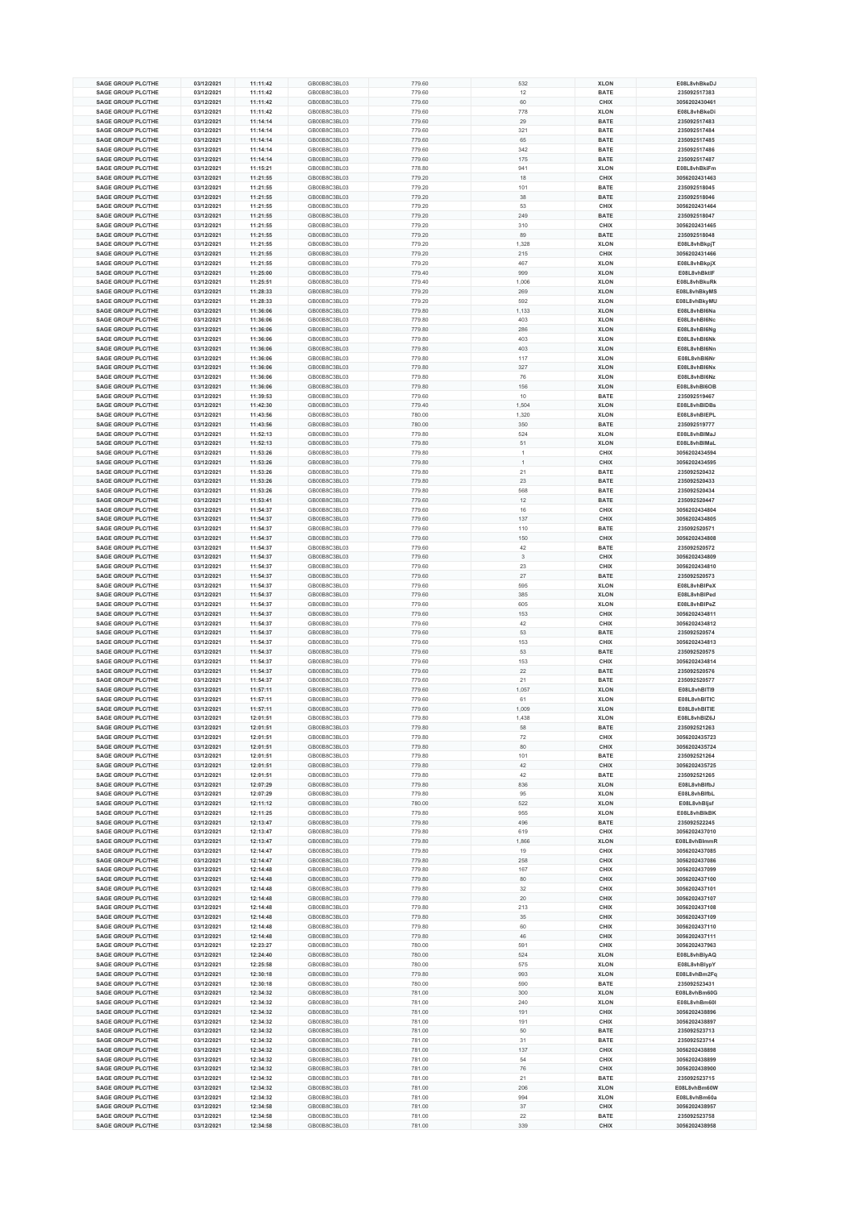| | | | | | | |
|---|---|---|---|---|---|---|
| SAGE GROUP PLC/THE | 03/12/2021 | 11:11:42 | GB00B8C3BL03 | 779.60 | 532 | XLON | E08L8vhBkeDJ |
| SAGE GROUP PLC/THE | 03/12/2021 | 11:11:42 | GB00B8C3BL03 | 779.60 | 12 | BATE | 235092517383 |
| SAGE GROUP PLC/THE | 03/12/2021 | 11:11:42 | GB00B8C3BL03 | 779.60 | 60 | CHIX | 3056202430461 |
| SAGE GROUP PLC/THE | 03/12/2021 | 11:11:42 | GB00B8C3BL03 | 779.60 | 778 | XLON | E08L8vhBkeDi |
| SAGE GROUP PLC/THE | 03/12/2021 | 11:14:14 | GB00B8C3BL03 | 779.60 | 29 | BATE | 235092517483 |
| SAGE GROUP PLC/THE | 03/12/2021 | 11:14:14 | GB00B8C3BL03 | 779.60 | 321 | BATE | 235092517484 |
| SAGE GROUP PLC/THE | 03/12/2021 | 11:14:14 | GB00B8C3BL03 | 779.60 | 65 | BATE | 235092517485 |
| SAGE GROUP PLC/THE | 03/12/2021 | 11:14:14 | GB00B8C3BL03 | 779.60 | 342 | BATE | 235092517486 |
| SAGE GROUP PLC/THE | 03/12/2021 | 11:14:14 | GB00B8C3BL03 | 779.60 | 175 | BATE | 235092517487 |
| SAGE GROUP PLC/THE | 03/12/2021 | 11:15:21 | GB00B8C3BL03 | 779.80 | 941 | XLON | E08L8vhBkiFm |
| SAGE GROUP PLC/THE | 03/12/2021 | 11:21:55 | GB00B8C3BL03 | 779.20 | 18 | CHIX | 3056202431463 |
| SAGE GROUP PLC/THE | 03/12/2021 | 11:21:55 | GB00B8C3BL03 | 779.20 | 101 | BATE | 235092518045 |
| SAGE GROUP PLC/THE | 03/12/2021 | 11:21:55 | GB00B8C3BL03 | 779.20 | 38 | BATE | 235092518046 |
| SAGE GROUP PLC/THE | 03/12/2021 | 11:21:55 | GB00B8C3BL03 | 779.20 | 53 | CHIX | 3056202431464 |
| SAGE GROUP PLC/THE | 03/12/2021 | 11:21:55 | GB00B8C3BL03 | 779.20 | 249 | BATE | 235092518047 |
| SAGE GROUP PLC/THE | 03/12/2021 | 11:21:55 | GB00B8C3BL03 | 779.20 | 310 | CHIX | 3056202431465 |
| SAGE GROUP PLC/THE | 03/12/2021 | 11:21:55 | GB00B8C3BL03 | 779.20 | 89 | BATE | 235092518048 |
| SAGE GROUP PLC/THE | 03/12/2021 | 11:21:55 | GB00B8C3BL03 | 779.20 | 1,328 | XLON | E08L8vhBkpjT |
| SAGE GROUP PLC/THE | 03/12/2021 | 11:21:55 | GB00B8C3BL03 | 779.20 | 215 | CHIX | 3056202431466 |
| SAGE GROUP PLC/THE | 03/12/2021 | 11:21:55 | GB00B8C3BL03 | 779.20 | 467 | XLON | E08L8vhBkpjX |
| SAGE GROUP PLC/THE | 03/12/2021 | 11:25:00 | GB00B8C3BL03 | 779.40 | 999 | XLON | E08L8vhBktIF |
| SAGE GROUP PLC/THE | 03/12/2021 | 11:25:51 | GB00B8C3BL03 | 779.40 | 1,006 | XLON | E08L8vhBkuRk |
| SAGE GROUP PLC/THE | 03/12/2021 | 11:28:33 | GB00B8C3BL03 | 779.20 | 269 | XLON | E08L8vhBkyMS |
| SAGE GROUP PLC/THE | 03/12/2021 | 11:28:33 | GB00B8C3BL03 | 779.20 | 592 | XLON | E08L8vhBkyMU |
| SAGE GROUP PLC/THE | 03/12/2021 | 11:36:06 | GB00B8C3BL03 | 779.80 | 1,133 | XLON | E08L8vhBl6Na |
| SAGE GROUP PLC/THE | 03/12/2021 | 11:36:06 | GB00B8C3BL03 | 779.80 | 403 | XLON | E08L8vhBl6Nc |
| SAGE GROUP PLC/THE | 03/12/2021 | 11:36:06 | GB00B8C3BL03 | 779.80 | 286 | XLON | E08L8vhBl6Ng |
| SAGE GROUP PLC/THE | 03/12/2021 | 11:36:06 | GB00B8C3BL03 | 779.80 | 403 | XLON | E08L8vhBl6Nk |
| SAGE GROUP PLC/THE | 03/12/2021 | 11:36:06 | GB00B8C3BL03 | 779.80 | 403 | XLON | E08L8vhBl6Nn |
| SAGE GROUP PLC/THE | 03/12/2021 | 11:36:06 | GB00B8C3BL03 | 779.80 | 117 | XLON | E08L8vhBl6Nr |
| SAGE GROUP PLC/THE | 03/12/2021 | 11:36:06 | GB00B8C3BL03 | 779.80 | 327 | XLON | E08L8vhBl6Nx |
| SAGE GROUP PLC/THE | 03/12/2021 | 11:36:06 | GB00B8C3BL03 | 779.80 | 76 | XLON | E08L8vhBl6Nz |
| SAGE GROUP PLC/THE | 03/12/2021 | 11:36:06 | GB00B8C3BL03 | 779.80 | 156 | XLON | E08L8vhBl6OB |
| SAGE GROUP PLC/THE | 03/12/2021 | 11:39:53 | GB00B8C3BL03 | 779.60 | 10 | BATE | 235092519467 |
| SAGE GROUP PLC/THE | 03/12/2021 | 11:42:30 | GB00B8C3BL03 | 779.40 | 1,504 | XLON | E08L8vhBlDBs |
| SAGE GROUP PLC/THE | 03/12/2021 | 11:43:56 | GB00B8C3BL03 | 780.00 | 1,320 | XLON | E08L8vhBlEPL |
| SAGE GROUP PLC/THE | 03/12/2021 | 11:43:56 | GB00B8C3BL03 | 780.00 | 350 | BATE | 235092519777 |
| SAGE GROUP PLC/THE | 03/12/2021 | 11:52:13 | GB00B8C3BL03 | 779.80 | 524 | XLON | E08L8vhBlMaJ |
| SAGE GROUP PLC/THE | 03/12/2021 | 11:52:13 | GB00B8C3BL03 | 779.80 | 51 | XLON | E08L8vhBlMaL |
| SAGE GROUP PLC/THE | 03/12/2021 | 11:53:26 | GB00B8C3BL03 | 779.80 | 1 | CHIX | 3056202434594 |
| SAGE GROUP PLC/THE | 03/12/2021 | 11:53:26 | GB00B8C3BL03 | 779.80 | 1 | CHIX | 3056202434595 |
| SAGE GROUP PLC/THE | 03/12/2021 | 11:53:26 | GB00B8C3BL03 | 779.80 | 21 | BATE | 235092520432 |
| SAGE GROUP PLC/THE | 03/12/2021 | 11:53:26 | GB00B8C3BL03 | 779.80 | 23 | BATE | 235092520433 |
| SAGE GROUP PLC/THE | 03/12/2021 | 11:53:26 | GB00B8C3BL03 | 779.80 | 568 | BATE | 235092520434 |
| SAGE GROUP PLC/THE | 03/12/2021 | 11:53:41 | GB00B8C3BL03 | 779.60 | 12 | BATE | 235092520447 |
| SAGE GROUP PLC/THE | 03/12/2021 | 11:54:37 | GB00B8C3BL03 | 779.60 | 16 | CHIX | 3056202434804 |
| SAGE GROUP PLC/THE | 03/12/2021 | 11:54:37 | GB00B8C3BL03 | 779.60 | 137 | CHIX | 3056202434805 |
| SAGE GROUP PLC/THE | 03/12/2021 | 11:54:37 | GB00B8C3BL03 | 779.60 | 110 | BATE | 235092520571 |
| SAGE GROUP PLC/THE | 03/12/2021 | 11:54:37 | GB00B8C3BL03 | 779.60 | 150 | CHIX | 3056202434808 |
| SAGE GROUP PLC/THE | 03/12/2021 | 11:54:37 | GB00B8C3BL03 | 779.60 | 42 | BATE | 235092520572 |
| SAGE GROUP PLC/THE | 03/12/2021 | 11:54:37 | GB00B8C3BL03 | 779.60 | 3 | CHIX | 3056202434809 |
| SAGE GROUP PLC/THE | 03/12/2021 | 11:54:37 | GB00B8C3BL03 | 779.60 | 23 | CHIX | 3056202434810 |
| SAGE GROUP PLC/THE | 03/12/2021 | 11:54:37 | GB00B8C3BL03 | 779.60 | 27 | BATE | 235092520573 |
| SAGE GROUP PLC/THE | 03/12/2021 | 11:54:37 | GB00B8C3BL03 | 779.60 | 595 | XLON | E08L8vhBlPeX |
| SAGE GROUP PLC/THE | 03/12/2021 | 11:54:37 | GB00B8C3BL03 | 779.60 | 385 | XLON | E08L8vhBlPed |
| SAGE GROUP PLC/THE | 03/12/2021 | 11:54:37 | GB00B8C3BL03 | 779.60 | 605 | XLON | E08L8vhBlPeZ |
| SAGE GROUP PLC/THE | 03/12/2021 | 11:54:37 | GB00B8C3BL03 | 779.60 | 153 | CHIX | 3056202434811 |
| SAGE GROUP PLC/THE | 03/12/2021 | 11:54:37 | GB00B8C3BL03 | 779.60 | 42 | CHIX | 3056202434812 |
| SAGE GROUP PLC/THE | 03/12/2021 | 11:54:37 | GB00B8C3BL03 | 779.60 | 53 | BATE | 235092520574 |
| SAGE GROUP PLC/THE | 03/12/2021 | 11:54:37 | GB00B8C3BL03 | 779.60 | 153 | CHIX | 3056202434813 |
| SAGE GROUP PLC/THE | 03/12/2021 | 11:54:37 | GB00B8C3BL03 | 779.60 | 53 | BATE | 235092520575 |
| SAGE GROUP PLC/THE | 03/12/2021 | 11:54:37 | GB00B8C3BL03 | 779.60 | 153 | CHIX | 3056202434814 |
| SAGE GROUP PLC/THE | 03/12/2021 | 11:54:37 | GB00B8C3BL03 | 779.60 | 22 | BATE | 235092520576 |
| SAGE GROUP PLC/THE | 03/12/2021 | 11:54:37 | GB00B8C3BL03 | 779.60 | 21 | BATE | 235092520577 |
| SAGE GROUP PLC/THE | 03/12/2021 | 11:57:11 | GB00B8C3BL03 | 779.60 | 1,057 | XLON | E08L8vhBlTI9 |
| SAGE GROUP PLC/THE | 03/12/2021 | 11:57:11 | GB00B8C3BL03 | 779.60 | 61 | XLON | E08L8vhBlTIC |
| SAGE GROUP PLC/THE | 03/12/2021 | 11:57:11 | GB00B8C3BL03 | 779.60 | 1,009 | XLON | E08L8vhBlTIE |
| SAGE GROUP PLC/THE | 03/12/2021 | 12:01:51 | GB00B8C3BL03 | 779.80 | 1,438 | XLON | E08L8vhBlZ6J |
| SAGE GROUP PLC/THE | 03/12/2021 | 12:01:51 | GB00B8C3BL03 | 779.80 | 58 | BATE | 235092521263 |
| SAGE GROUP PLC/THE | 03/12/2021 | 12:01:51 | GB00B8C3BL03 | 779.80 | 72 | CHIX | 3056202435723 |
| SAGE GROUP PLC/THE | 03/12/2021 | 12:01:51 | GB00B8C3BL03 | 779.80 | 80 | CHIX | 3056202435724 |
| SAGE GROUP PLC/THE | 03/12/2021 | 12:01:51 | GB00B8C3BL03 | 779.80 | 101 | BATE | 235092521264 |
| SAGE GROUP PLC/THE | 03/12/2021 | 12:01:51 | GB00B8C3BL03 | 779.80 | 42 | CHIX | 3056202435725 |
| SAGE GROUP PLC/THE | 03/12/2021 | 12:01:51 | GB00B8C3BL03 | 779.80 | 42 | BATE | 235092521265 |
| SAGE GROUP PLC/THE | 03/12/2021 | 12:07:29 | GB00B8C3BL03 | 779.80 | 836 | XLON | E08L8vhBlfbJ |
| SAGE GROUP PLC/THE | 03/12/2021 | 12:07:29 | GB00B8C3BL03 | 779.80 | 95 | XLON | E08L8vhBlfbL |
| SAGE GROUP PLC/THE | 03/12/2021 | 12:11:12 | GB00B8C3BL03 | 780.00 | 522 | XLON | E08L8vhBljsf |
| SAGE GROUP PLC/THE | 03/12/2021 | 12:11:25 | GB00B8C3BL03 | 779.80 | 955 | XLON | E08L8vhBlkBK |
| SAGE GROUP PLC/THE | 03/12/2021 | 12:13:47 | GB00B8C3BL03 | 779.80 | 496 | BATE | 235092522245 |
| SAGE GROUP PLC/THE | 03/12/2021 | 12:13:47 | GB00B8C3BL03 | 779.80 | 619 | CHIX | 3056202437010 |
| SAGE GROUP PLC/THE | 03/12/2021 | 12:13:47 | GB00B8C3BL03 | 779.80 | 1,866 | XLON | E08L8vhBlmmR |
| SAGE GROUP PLC/THE | 03/12/2021 | 12:14:47 | GB00B8C3BL03 | 779.80 | 19 | CHIX | 3056202437085 |
| SAGE GROUP PLC/THE | 03/12/2021 | 12:14:47 | GB00B8C3BL03 | 779.80 | 258 | CHIX | 3056202437086 |
| SAGE GROUP PLC/THE | 03/12/2021 | 12:14:48 | GB00B8C3BL03 | 779.80 | 167 | CHIX | 3056202437099 |
| SAGE GROUP PLC/THE | 03/12/2021 | 12:14:48 | GB00B8C3BL03 | 779.80 | 80 | CHIX | 3056202437100 |
| SAGE GROUP PLC/THE | 03/12/2021 | 12:14:48 | GB00B8C3BL03 | 779.80 | 32 | CHIX | 3056202437101 |
| SAGE GROUP PLC/THE | 03/12/2021 | 12:14:48 | GB00B8C3BL03 | 779.80 | 20 | CHIX | 3056202437107 |
| SAGE GROUP PLC/THE | 03/12/2021 | 12:14:48 | GB00B8C3BL03 | 779.80 | 213 | CHIX | 3056202437108 |
| SAGE GROUP PLC/THE | 03/12/2021 | 12:14:48 | GB00B8C3BL03 | 779.80 | 35 | CHIX | 3056202437109 |
| SAGE GROUP PLC/THE | 03/12/2021 | 12:14:48 | GB00B8C3BL03 | 779.80 | 60 | CHIX | 3056202437110 |
| SAGE GROUP PLC/THE | 03/12/2021 | 12:14:48 | GB00B8C3BL03 | 779.80 | 46 | CHIX | 3056202437111 |
| SAGE GROUP PLC/THE | 03/12/2021 | 12:23:27 | GB00B8C3BL03 | 780.00 | 591 | CHIX | 3056202437963 |
| SAGE GROUP PLC/THE | 03/12/2021 | 12:24:40 | GB00B8C3BL03 | 780.00 | 524 | XLON | E08L8vhBlyAQ |
| SAGE GROUP PLC/THE | 03/12/2021 | 12:25:58 | GB00B8C3BL03 | 780.00 | 575 | XLON | E08L8vhBlypY |
| SAGE GROUP PLC/THE | 03/12/2021 | 12:30:18 | GB00B8C3BL03 | 779.80 | 993 | XLON | E08L8vhBm2Fq |
| SAGE GROUP PLC/THE | 03/12/2021 | 12:30:18 | GB00B8C3BL03 | 780.00 | 590 | BATE | 235092523431 |
| SAGE GROUP PLC/THE | 03/12/2021 | 12:34:32 | GB00B8C3BL03 | 781.00 | 300 | XLON | E08L8vhBm60G |
| SAGE GROUP PLC/THE | 03/12/2021 | 12:34:32 | GB00B8C3BL03 | 781.00 | 240 | XLON | E08L8vhBm60I |
| SAGE GROUP PLC/THE | 03/12/2021 | 12:34:32 | GB00B8C3BL03 | 781.00 | 191 | CHIX | 3056202438896 |
| SAGE GROUP PLC/THE | 03/12/2021 | 12:34:32 | GB00B8C3BL03 | 781.00 | 191 | CHIX | 3056202438897 |
| SAGE GROUP PLC/THE | 03/12/2021 | 12:34:32 | GB00B8C3BL03 | 781.00 | 50 | BATE | 235092523713 |
| SAGE GROUP PLC/THE | 03/12/2021 | 12:34:32 | GB00B8C3BL03 | 781.00 | 31 | BATE | 235092523714 |
| SAGE GROUP PLC/THE | 03/12/2021 | 12:34:32 | GB00B8C3BL03 | 781.00 | 137 | CHIX | 3056202438898 |
| SAGE GROUP PLC/THE | 03/12/2021 | 12:34:32 | GB00B8C3BL03 | 781.00 | 54 | CHIX | 3056202438899 |
| SAGE GROUP PLC/THE | 03/12/2021 | 12:34:32 | GB00B8C3BL03 | 781.00 | 76 | CHIX | 3056202438900 |
| SAGE GROUP PLC/THE | 03/12/2021 | 12:34:32 | GB00B8C3BL03 | 781.00 | 21 | BATE | 235092523715 |
| SAGE GROUP PLC/THE | 03/12/2021 | 12:34:32 | GB00B8C3BL03 | 781.00 | 206 | XLON | E08L8vhBm60W |
| SAGE GROUP PLC/THE | 03/12/2021 | 12:34:32 | GB00B8C3BL03 | 781.00 | 994 | XLON | E08L8vhBm60a |
| SAGE GROUP PLC/THE | 03/12/2021 | 12:34:58 | GB00B8C3BL03 | 781.00 | 37 | CHIX | 3056202438957 |
| SAGE GROUP PLC/THE | 03/12/2021 | 12:34:58 | GB00B8C3BL03 | 781.00 | 22 | BATE | 235092523758 |
| SAGE GROUP PLC/THE | 03/12/2021 | 12:34:58 | GB00B8C3BL03 | 781.00 | 339 | CHIX | 3056202438958 |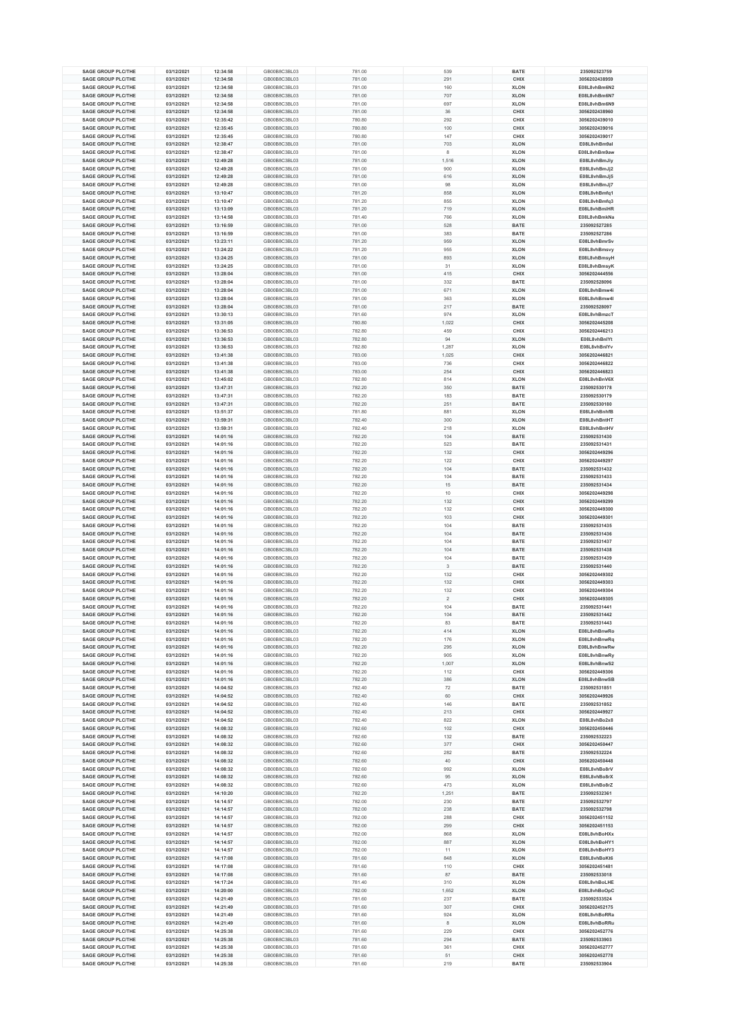| SAGE GROUP PLC/THE | 03/12/2021 | 12:34:58 | GB00B8C3BL03 | 781.00 | 539 | BATE | 235092523759 |
|---|---|---|---|---|---|---|---|
| SAGE GROUP PLC/THE | 03/12/2021 | 12:34:58 | GB00B8C3BL03 | 781.00 | 291 | CHIX | 3056202438959 |
| SAGE GROUP PLC/THE | 03/12/2021 | 12:34:58 | GB00B8C3BL03 | 781.00 | 160 | XLON | E08L8vhBm6N2 |
| SAGE GROUP PLC/THE | 03/12/2021 | 12:34:58 | GB00B8C3BL03 | 781.00 | 707 | XLON | E08L8vhBm6N7 |
| SAGE GROUP PLC/THE | 03/12/2021 | 12:34:58 | GB00B8C3BL03 | 781.00 | 697 | XLON | E08L8vhBm6N9 |
| SAGE GROUP PLC/THE | 03/12/2021 | 12:34:58 | GB00B8C3BL03 | 781.00 | 36 | CHIX | 3056202438960 |
| SAGE GROUP PLC/THE | 03/12/2021 | 12:35:42 | GB00B8C3BL03 | 780.80 | 292 | CHIX | 3056202439010 |
| SAGE GROUP PLC/THE | 03/12/2021 | 12:35:45 | GB00B8C3BL03 | 780.80 | 100 | CHIX | 3056202439016 |
| SAGE GROUP PLC/THE | 03/12/2021 | 12:35:45 | GB00B8C3BL03 | 780.80 | 147 | CHIX | 3056202439017 |
| SAGE GROUP PLC/THE | 03/12/2021 | 12:38:47 | GB00B8C3BL03 | 781.00 | 703 | XLON | E08L8vhBm9al |
| SAGE GROUP PLC/THE | 03/12/2021 | 12:38:47 | GB00B8C3BL03 | 781.00 | 8 | XLON | E08L8vhBm9aw |
| SAGE GROUP PLC/THE | 03/12/2021 | 12:49:28 | GB00B8C3BL03 | 781.00 | 1,516 | XLON | E08L8vhBmJiy |
| SAGE GROUP PLC/THE | 03/12/2021 | 12:49:28 | GB00B8C3BL03 | 781.00 | 900 | XLON | E08L8vhBmJj2 |
| SAGE GROUP PLC/THE | 03/12/2021 | 12:49:28 | GB00B8C3BL03 | 781.00 | 616 | XLON | E08L8vhBmJj5 |
| SAGE GROUP PLC/THE | 03/12/2021 | 12:49:28 | GB00B8C3BL03 | 781.00 | 98 | XLON | E08L8vhBmJj7 |
| SAGE GROUP PLC/THE | 03/12/2021 | 13:10:47 | GB00B8C3BL03 | 781.20 | 858 | XLON | E08L8vhBmfq1 |
| SAGE GROUP PLC/THE | 03/12/2021 | 13:10:47 | GB00B8C3BL03 | 781.20 | 855 | XLON | E08L8vhBmfq3 |
| SAGE GROUP PLC/THE | 03/12/2021 | 13:13:09 | GB00B8C3BL03 | 781.20 | 719 | XLON | E08L8vhBmiHR |
| SAGE GROUP PLC/THE | 03/12/2021 | 13:14:58 | GB00B8C3BL03 | 781.40 | 766 | XLON | E08L8vhBmkNa |
| SAGE GROUP PLC/THE | 03/12/2021 | 13:16:59 | GB00B8C3BL03 | 781.00 | 528 | BATE | 235092527285 |
| SAGE GROUP PLC/THE | 03/12/2021 | 13:16:59 | GB00B8C3BL03 | 781.00 | 383 | BATE | 235092527286 |
| SAGE GROUP PLC/THE | 03/12/2021 | 13:23:11 | GB00B8C3BL03 | 781.20 | 959 | XLON | E08L8vhBmrSv |
| SAGE GROUP PLC/THE | 03/12/2021 | 13:24:22 | GB00B8C3BL03 | 781.20 | 955 | XLON | E08L8vhBmsvy |
| SAGE GROUP PLC/THE | 03/12/2021 | 13:24:25 | GB00B8C3BL03 | 781.00 | 893 | XLON | E08L8vhBmsyH |
| SAGE GROUP PLC/THE | 03/12/2021 | 13:24:25 | GB00B8C3BL03 | 781.00 | 31 | XLON | E08L8vhBmsyK |
| SAGE GROUP PLC/THE | 03/12/2021 | 13:28:04 | GB00B8C3BL03 | 781.00 | 415 | CHIX | 3056202444556 |
| SAGE GROUP PLC/THE | 03/12/2021 | 13:28:04 | GB00B8C3BL03 | 781.00 | 332 | BATE | 235092528096 |
| SAGE GROUP PLC/THE | 03/12/2021 | 13:28:04 | GB00B8C3BL03 | 781.00 | 671 | XLON | E08L8vhBmw4i |
| SAGE GROUP PLC/THE | 03/12/2021 | 13:28:04 | GB00B8C3BL03 | 781.00 | 363 | XLON | E08L8vhBmw4l |
| SAGE GROUP PLC/THE | 03/12/2021 | 13:28:04 | GB00B8C3BL03 | 781.00 | 217 | BATE | 235092528097 |
| SAGE GROUP PLC/THE | 03/12/2021 | 13:30:13 | GB00B8C3BL03 | 781.60 | 974 | XLON | E08L8vhBmzcT |
| SAGE GROUP PLC/THE | 03/12/2021 | 13:31:05 | GB00B8C3BL03 | 780.80 | 1,022 | CHIX | 3056202445208 |
| SAGE GROUP PLC/THE | 03/12/2021 | 13:36:53 | GB00B8C3BL03 | 782.80 | 459 | CHIX | 3056202446213 |
| SAGE GROUP PLC/THE | 03/12/2021 | 13:36:53 | GB00B8C3BL03 | 782.80 | 94 | XLON | E08L8vhBnIYt |
| SAGE GROUP PLC/THE | 03/12/2021 | 13:36:53 | GB00B8C3BL03 | 782.80 | 1,287 | XLON | E08L8vhBnIYv |
| SAGE GROUP PLC/THE | 03/12/2021 | 13:41:38 | GB00B8C3BL03 | 783.00 | 1,025 | CHIX | 3056202446821 |
| SAGE GROUP PLC/THE | 03/12/2021 | 13:41:38 | GB00B8C3BL03 | 783.00 | 736 | CHIX | 3056202446822 |
| SAGE GROUP PLC/THE | 03/12/2021 | 13:41:38 | GB00B8C3BL03 | 783.00 | 254 | CHIX | 3056202446823 |
| SAGE GROUP PLC/THE | 03/12/2021 | 13:45:02 | GB00B8C3BL03 | 782.80 | 814 | XLON | E08L8vhBnV6X |
| SAGE GROUP PLC/THE | 03/12/2021 | 13:47:31 | GB00B8C3BL03 | 782.20 | 350 | BATE | 235092530178 |
| SAGE GROUP PLC/THE | 03/12/2021 | 13:47:31 | GB00B8C3BL03 | 782.20 | 183 | BATE | 235092530179 |
| SAGE GROUP PLC/THE | 03/12/2021 | 13:47:31 | GB00B8C3BL03 | 782.20 | 251 | BATE | 235092530180 |
| SAGE GROUP PLC/THE | 03/12/2021 | 13:51:37 | GB00B8C3BL03 | 781.80 | 881 | XLON | E08L8vhBnhfB |
| SAGE GROUP PLC/THE | 03/12/2021 | 13:59:31 | GB00B8C3BL03 | 782.40 | 300 | XLON | E08L8vhBntHT |
| SAGE GROUP PLC/THE | 03/12/2021 | 13:59:31 | GB00B8C3BL03 | 782.40 | 218 | XLON | E08L8vhBntHV |
| SAGE GROUP PLC/THE | 03/12/2021 | 14:01:16 | GB00B8C3BL03 | 782.20 | 104 | BATE | 235092531430 |
| SAGE GROUP PLC/THE | 03/12/2021 | 14:01:16 | GB00B8C3BL03 | 782.20 | 523 | BATE | 235092531431 |
| SAGE GROUP PLC/THE | 03/12/2021 | 14:01:16 | GB00B8C3BL03 | 782.20 | 132 | CHIX | 3056202449296 |
| SAGE GROUP PLC/THE | 03/12/2021 | 14:01:16 | GB00B8C3BL03 | 782.20 | 122 | CHIX | 3056202449297 |
| SAGE GROUP PLC/THE | 03/12/2021 | 14:01:16 | GB00B8C3BL03 | 782.20 | 104 | BATE | 235092531432 |
| SAGE GROUP PLC/THE | 03/12/2021 | 14:01:16 | GB00B8C3BL03 | 782.20 | 104 | BATE | 235092531433 |
| SAGE GROUP PLC/THE | 03/12/2021 | 14:01:16 | GB00B8C3BL03 | 782.20 | 15 | BATE | 235092531434 |
| SAGE GROUP PLC/THE | 03/12/2021 | 14:01:16 | GB00B8C3BL03 | 782.20 | 10 | CHIX | 3056202449298 |
| SAGE GROUP PLC/THE | 03/12/2021 | 14:01:16 | GB00B8C3BL03 | 782.20 | 132 | CHIX | 3056202449299 |
| SAGE GROUP PLC/THE | 03/12/2021 | 14:01:16 | GB00B8C3BL03 | 782.20 | 132 | CHIX | 3056202449300 |
| SAGE GROUP PLC/THE | 03/12/2021 | 14:01:16 | GB00B8C3BL03 | 782.20 | 103 | CHIX | 3056202449301 |
| SAGE GROUP PLC/THE | 03/12/2021 | 14:01:16 | GB00B8C3BL03 | 782.20 | 104 | BATE | 235092531435 |
| SAGE GROUP PLC/THE | 03/12/2021 | 14:01:16 | GB00B8C3BL03 | 782.20 | 104 | BATE | 235092531436 |
| SAGE GROUP PLC/THE | 03/12/2021 | 14:01:16 | GB00B8C3BL03 | 782.20 | 104 | BATE | 235092531437 |
| SAGE GROUP PLC/THE | 03/12/2021 | 14:01:16 | GB00B8C3BL03 | 782.20 | 104 | BATE | 235092531438 |
| SAGE GROUP PLC/THE | 03/12/2021 | 14:01:16 | GB00B8C3BL03 | 782.20 | 104 | BATE | 235092531439 |
| SAGE GROUP PLC/THE | 03/12/2021 | 14:01:16 | GB00B8C3BL03 | 782.20 | 3 | BATE | 235092531440 |
| SAGE GROUP PLC/THE | 03/12/2021 | 14:01:16 | GB00B8C3BL03 | 782.20 | 132 | CHIX | 3056202449302 |
| SAGE GROUP PLC/THE | 03/12/2021 | 14:01:16 | GB00B8C3BL03 | 782.20 | 132 | CHIX | 3056202449303 |
| SAGE GROUP PLC/THE | 03/12/2021 | 14:01:16 | GB00B8C3BL03 | 782.20 | 132 | CHIX | 3056202449304 |
| SAGE GROUP PLC/THE | 03/12/2021 | 14:01:16 | GB00B8C3BL03 | 782.20 | 2 | CHIX | 3056202449305 |
| SAGE GROUP PLC/THE | 03/12/2021 | 14:01:16 | GB00B8C3BL03 | 782.20 | 104 | BATE | 235092531441 |
| SAGE GROUP PLC/THE | 03/12/2021 | 14:01:16 | GB00B8C3BL03 | 782.20 | 104 | BATE | 235092531442 |
| SAGE GROUP PLC/THE | 03/12/2021 | 14:01:16 | GB00B8C3BL03 | 782.20 | 83 | BATE | 235092531443 |
| SAGE GROUP PLC/THE | 03/12/2021 | 14:01:16 | GB00B8C3BL03 | 782.20 | 414 | XLON | E08L8vhBnwRo |
| SAGE GROUP PLC/THE | 03/12/2021 | 14:01:16 | GB00B8C3BL03 | 782.20 | 176 | XLON | E08L8vhBnwRq |
| SAGE GROUP PLC/THE | 03/12/2021 | 14:01:16 | GB00B8C3BL03 | 782.20 | 295 | XLON | E08L8vhBnwRw |
| SAGE GROUP PLC/THE | 03/12/2021 | 14:01:16 | GB00B8C3BL03 | 782.20 | 905 | XLON | E08L8vhBnwRy |
| SAGE GROUP PLC/THE | 03/12/2021 | 14:01:16 | GB00B8C3BL03 | 782.20 | 1,007 | XLON | E08L8vhBnwS2 |
| SAGE GROUP PLC/THE | 03/12/2021 | 14:01:16 | GB00B8C3BL03 | 782.20 | 112 | CHIX | 3056202449306 |
| SAGE GROUP PLC/THE | 03/12/2021 | 14:01:16 | GB00B8C3BL03 | 782.20 | 386 | XLON | E08L8vhBnwSB |
| SAGE GROUP PLC/THE | 03/12/2021 | 14:04:52 | GB00B8C3BL03 | 782.40 | 72 | BATE | 235092531851 |
| SAGE GROUP PLC/THE | 03/12/2021 | 14:04:52 | GB00B8C3BL03 | 782.40 | 60 | CHIX | 3056202449926 |
| SAGE GROUP PLC/THE | 03/12/2021 | 14:04:52 | GB00B8C3BL03 | 782.40 | 146 | BATE | 235092531852 |
| SAGE GROUP PLC/THE | 03/12/2021 | 14:04:52 | GB00B8C3BL03 | 782.40 | 213 | CHIX | 3056202449927 |
| SAGE GROUP PLC/THE | 03/12/2021 | 14:04:52 | GB00B8C3BL03 | 782.40 | 822 | XLON | E08L8vhBo2x8 |
| SAGE GROUP PLC/THE | 03/12/2021 | 14:08:32 | GB00B8C3BL03 | 782.60 | 102 | CHIX | 3056202450446 |
| SAGE GROUP PLC/THE | 03/12/2021 | 14:08:32 | GB00B8C3BL03 | 782.60 | 132 | BATE | 235092532223 |
| SAGE GROUP PLC/THE | 03/12/2021 | 14:08:32 | GB00B8C3BL03 | 782.60 | 377 | CHIX | 3056202450447 |
| SAGE GROUP PLC/THE | 03/12/2021 | 14:08:32 | GB00B8C3BL03 | 782.60 | 282 | BATE | 235092532224 |
| SAGE GROUP PLC/THE | 03/12/2021 | 14:08:32 | GB00B8C3BL03 | 782.60 | 40 | CHIX | 3056202450448 |
| SAGE GROUP PLC/THE | 03/12/2021 | 14:08:32 | GB00B8C3BL03 | 782.60 | 992 | XLON | E08L8vhBo8rV |
| SAGE GROUP PLC/THE | 03/12/2021 | 14:08:32 | GB00B8C3BL03 | 782.60 | 95 | XLON | E08L8vhBo8rX |
| SAGE GROUP PLC/THE | 03/12/2021 | 14:08:32 | GB00B8C3BL03 | 782.60 | 473 | XLON | E08L8vhBo8rZ |
| SAGE GROUP PLC/THE | 03/12/2021 | 14:10:20 | GB00B8C3BL03 | 782.20 | 1,251 | BATE | 235092532361 |
| SAGE GROUP PLC/THE | 03/12/2021 | 14:14:57 | GB00B8C3BL03 | 782.00 | 230 | BATE | 235092532797 |
| SAGE GROUP PLC/THE | 03/12/2021 | 14:14:57 | GB00B8C3BL03 | 782.00 | 238 | BATE | 235092532798 |
| SAGE GROUP PLC/THE | 03/12/2021 | 14:14:57 | GB00B8C3BL03 | 782.00 | 288 | CHIX | 3056202451152 |
| SAGE GROUP PLC/THE | 03/12/2021 | 14:14:57 | GB00B8C3BL03 | 782.00 | 299 | CHIX | 3056202451153 |
| SAGE GROUP PLC/THE | 03/12/2021 | 14:14:57 | GB00B8C3BL03 | 782.00 | 868 | XLON | E08L8vhBoHXx |
| SAGE GROUP PLC/THE | 03/12/2021 | 14:14:57 | GB00B8C3BL03 | 782.00 | 887 | XLON | E08L8vhBoHY1 |
| SAGE GROUP PLC/THE | 03/12/2021 | 14:14:57 | GB00B8C3BL03 | 782.00 | 11 | XLON | E08L8vhBoHY3 |
| SAGE GROUP PLC/THE | 03/12/2021 | 14:17:08 | GB00B8C3BL03 | 781.60 | 848 | XLON | E08L8vhBoKt6 |
| SAGE GROUP PLC/THE | 03/12/2021 | 14:17:08 | GB00B8C3BL03 | 781.60 | 110 | CHIX | 3056202451481 |
| SAGE GROUP PLC/THE | 03/12/2021 | 14:17:08 | GB00B8C3BL03 | 781.60 | 87 | BATE | 235092533018 |
| SAGE GROUP PLC/THE | 03/12/2021 | 14:17:24 | GB00B8C3BL03 | 781.40 | 310 | XLON | E08L8vhBoLHE |
| SAGE GROUP PLC/THE | 03/12/2021 | 14:20:00 | GB00B8C3BL03 | 782.00 | 1,652 | XLON | E08L8vhBoOpC |
| SAGE GROUP PLC/THE | 03/12/2021 | 14:21:49 | GB00B8C3BL03 | 781.60 | 237 | BATE | 235092533524 |
| SAGE GROUP PLC/THE | 03/12/2021 | 14:21:49 | GB00B8C3BL03 | 781.60 | 307 | CHIX | 3056202452175 |
| SAGE GROUP PLC/THE | 03/12/2021 | 14:21:49 | GB00B8C3BL03 | 781.60 | 924 | XLON | E08L8vhBoRRa |
| SAGE GROUP PLC/THE | 03/12/2021 | 14:21:49 | GB00B8C3BL03 | 781.60 | 8 | XLON | E08L8vhBoRRu |
| SAGE GROUP PLC/THE | 03/12/2021 | 14:25:38 | GB00B8C3BL03 | 781.60 | 229 | CHIX | 3056202452776 |
| SAGE GROUP PLC/THE | 03/12/2021 | 14:25:38 | GB00B8C3BL03 | 781.60 | 294 | BATE | 235092533903 |
| SAGE GROUP PLC/THE | 03/12/2021 | 14:25:38 | GB00B8C3BL03 | 781.60 | 361 | CHIX | 3056202452777 |
| SAGE GROUP PLC/THE | 03/12/2021 | 14:25:38 | GB00B8C3BL03 | 781.60 | 51 | CHIX | 3056202452778 |
| SAGE GROUP PLC/THE | 03/12/2021 | 14:25:38 | GB00B8C3BL03 | 781.60 | 219 | BATE | 235092533904 |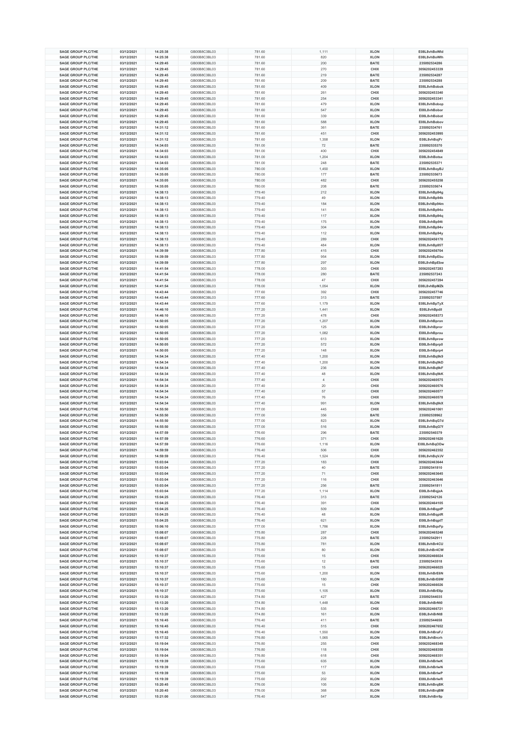| | | | | | | |
|---|---|---|---|---|---|---|
| SAGE GROUP PLC/THE | 03/12/2021 | 14:25:38 | GB00B8C3BL03 | 781.60 | 1,111 | XLON | E08L8vhBoWld |
| SAGE GROUP PLC/THE | 03/12/2021 | 14:25:38 | GB00B8C3BL03 | 781.60 | 820 | XLON | E08L8vhBoWlh |
| SAGE GROUP PLC/THE | 03/12/2021 | 14:29:45 | GB00B8C3BL03 | 781.60 | 200 | BATE | 235092534286 |
| SAGE GROUP PLC/THE | 03/12/2021 | 14:29:45 | GB00B8C3BL03 | 781.60 | 270 | CHIX | 3056202453339 |
| SAGE GROUP PLC/THE | 03/12/2021 | 14:29:45 | GB00B8C3BL03 | 781.60 | 219 | BATE | 235092534287 |
| SAGE GROUP PLC/THE | 03/12/2021 | 14:29:45 | GB00B8C3BL03 | 781.60 | 209 | BATE | 235092534288 |
| SAGE GROUP PLC/THE | 03/12/2021 | 14:29:45 | GB00B8C3BL03 | 781.60 | 409 | XLON | E08L8vhBobok |
| SAGE GROUP PLC/THE | 03/12/2021 | 14:29:45 | GB00B8C3BL03 | 781.60 | 261 | CHIX | 3056202453340 |
| SAGE GROUP PLC/THE | 03/12/2021 | 14:29:45 | GB00B8C3BL03 | 781.60 | 254 | CHIX | 3056202453341 |
| SAGE GROUP PLC/THE | 03/12/2021 | 14:29:45 | GB00B8C3BL03 | 781.60 | 479 | XLON | E08L8vhBobop |
| SAGE GROUP PLC/THE | 03/12/2021 | 14:29:45 | GB00B8C3BL03 | 781.60 | 547 | XLON | E08L8vhBobor |
| SAGE GROUP PLC/THE | 03/12/2021 | 14:29:45 | GB00B8C3BL03 | 781.60 | 339 | XLON | E08L8vhBobot |
| SAGE GROUP PLC/THE | 03/12/2021 | 14:29:45 | GB00B8C3BL03 | 781.60 | 588 | XLON | E08L8vhBobov |
| SAGE GROUP PLC/THE | 03/12/2021 | 14:31:12 | GB00B8C3BL03 | 781.60 | 361 | BATE | 235092534761 |
| SAGE GROUP PLC/THE | 03/12/2021 | 14:31:12 | GB00B8C3BL03 | 781.60 | 451 | CHIX | 3056202453995 |
| SAGE GROUP PLC/THE | 03/12/2021 | 14:31:12 | GB00B8C3BL03 | 781.60 | 1,358 | XLON | E08L8vhBojFr |
| SAGE GROUP PLC/THE | 03/12/2021 | 14:34:03 | GB00B8C3BL03 | 781.00 | 72 | BATE | 235092535370 |
| SAGE GROUP PLC/THE | 03/12/2021 | 14:34:03 | GB00B8C3BL03 | 781.00 | 400 | CHIX | 3056202454849 |
| SAGE GROUP PLC/THE | 03/12/2021 | 14:34:03 | GB00B8C3BL03 | 781.00 | 1,204 | XLON | E08L8vhBotsx |
| SAGE GROUP PLC/THE | 03/12/2021 | 14:34:03 | GB00B8C3BL03 | 781.00 | 248 | BATE | 235092535371 |
| SAGE GROUP PLC/THE | 03/12/2021 | 14:35:05 | GB00B8C3BL03 | 780.00 | 1,450 | XLON | E08L8vhBoyBJ |
| SAGE GROUP PLC/THE | 03/12/2021 | 14:35:05 | GB00B8C3BL03 | 780.00 | 177 | BATE | 235092535673 |
| SAGE GROUP PLC/THE | 03/12/2021 | 14:35:05 | GB00B8C3BL03 | 780.00 | 482 | CHIX | 3056202455258 |
| SAGE GROUP PLC/THE | 03/12/2021 | 14:35:05 | GB00B8C3BL03 | 780.00 | 208 | BATE | 235092535674 |
| SAGE GROUP PLC/THE | 03/12/2021 | 14:38:13 | GB00B8C3BL03 | 779.40 | 212 | XLON | E08L8vhBp94g |
| SAGE GROUP PLC/THE | 03/12/2021 | 14:38:13 | GB00B8C3BL03 | 779.40 | 49 | XLON | E08L8vhBp94k |
| SAGE GROUP PLC/THE | 03/12/2021 | 14:38:13 | GB00B8C3BL03 | 779.40 | 184 | XLON | E08L8vhBp94m |
| SAGE GROUP PLC/THE | 03/12/2021 | 14:38:13 | GB00B8C3BL03 | 779.40 | 141 | XLON | E08L8vhBp94o |
| SAGE GROUP PLC/THE | 03/12/2021 | 14:38:13 | GB00B8C3BL03 | 779.40 | 117 | XLON | E08L8vhBp94q |
| SAGE GROUP PLC/THE | 03/12/2021 | 14:38:13 | GB00B8C3BL03 | 779.40 | 175 | XLON | E08L8vhBp94t |
| SAGE GROUP PLC/THE | 03/12/2021 | 14:38:13 | GB00B8C3BL03 | 779.40 | 304 | XLON | E08L8vhBp94v |
| SAGE GROUP PLC/THE | 03/12/2021 | 14:38:13 | GB00B8C3BL03 | 779.40 | 112 | XLON | E08L8vhBp94y |
| SAGE GROUP PLC/THE | 03/12/2021 | 14:38:13 | GB00B8C3BL03 | 779.40 | 289 | CHIX | 3056202456170 |
| SAGE GROUP PLC/THE | 03/12/2021 | 14:38:13 | GB00B8C3BL03 | 779.40 | 484 | XLON | E08L8vhBp95T |
| SAGE GROUP PLC/THE | 03/12/2021 | 14:39:59 | GB00B8C3BL03 | 777.80 | 415 | CHIX | 3056202456704 |
| SAGE GROUP PLC/THE | 03/12/2021 | 14:39:59 | GB00B8C3BL03 | 777.80 | 954 | XLON | E08L8vhBpEbu |
| SAGE GROUP PLC/THE | 03/12/2021 | 14:39:59 | GB00B8C3BL03 | 777.80 | 297 | XLON | E08L8vhBpEbw |
| SAGE GROUP PLC/THE | 03/12/2021 | 14:41:54 | GB00B8C3BL03 | 778.00 | 303 | CHIX | 3056202457283 |
| SAGE GROUP PLC/THE | 03/12/2021 | 14:41:54 | GB00B8C3BL03 | 778.00 | 280 | BATE | 235092537243 |
| SAGE GROUP PLC/THE | 03/12/2021 | 14:41:54 | GB00B8C3BL03 | 778.00 | 47 | CHIX | 3056202457284 |
| SAGE GROUP PLC/THE | 03/12/2021 | 14:41:54 | GB00B8C3BL03 | 778.00 | 1,054 | XLON | E08L8vhBpMZk |
| SAGE GROUP PLC/THE | 03/12/2021 | 14:43:44 | GB00B8C3BL03 | 777.60 | 392 | CHIX | 3056202457746 |
| SAGE GROUP PLC/THE | 03/12/2021 | 14:43:44 | GB00B8C3BL03 | 777.60 | 313 | BATE | 235092537597 |
| SAGE GROUP PLC/THE | 03/12/2021 | 14:43:44 | GB00B8C3BL03 | 777.60 | 1,179 | XLON | E08L8vhBpTyX |
| SAGE GROUP PLC/THE | 03/12/2021 | 14:46:10 | GB00B8C3BL03 | 777.20 | 1,441 | XLON | E08L8vhBpdll |
| SAGE GROUP PLC/THE | 03/12/2021 | 14:46:10 | GB00B8C3BL03 | 777.20 | 478 | CHIX | 3056202458373 |
| SAGE GROUP PLC/THE | 03/12/2021 | 14:50:05 | GB00B8C3BL03 | 777.20 | 1,207 | XLON | E08L8vhBpron |
| SAGE GROUP PLC/THE | 03/12/2021 | 14:50:05 | GB00B8C3BL03 | 777.20 | 125 | XLON | E08L8vhBpror |
| SAGE GROUP PLC/THE | 03/12/2021 | 14:50:05 | GB00B8C3BL03 | 777.20 | 1,082 | XLON | E08L8vhBprou |
| SAGE GROUP PLC/THE | 03/12/2021 | 14:50:05 | GB00B8C3BL03 | 777.20 | 613 | XLON | E08L8vhBprow |
| SAGE GROUP PLC/THE | 03/12/2021 | 14:50:05 | GB00B8C3BL03 | 777.20 | 572 | XLON | E08L8vhBprp0 |
| SAGE GROUP PLC/THE | 03/12/2021 | 14:50:05 | GB00B8C3BL03 | 777.20 | 148 | XLON | E08L8vhBprp4 |
| SAGE GROUP PLC/THE | 03/12/2021 | 14:54:34 | GB00B8C3BL03 | 777.40 | 1,200 | XLON | E08L8vhBq9k9 |
| SAGE GROUP PLC/THE | 03/12/2021 | 14:54:34 | GB00B8C3BL03 | 777.40 | 1,200 | XLON | E08L8vhBq9kD |
| SAGE GROUP PLC/THE | 03/12/2021 | 14:54:34 | GB00B8C3BL03 | 777.40 | 236 | XLON | E08L8vhBq9kF |
| SAGE GROUP PLC/THE | 03/12/2021 | 14:54:34 | GB00B8C3BL03 | 777.40 | 48 | XLON | E08L8vhBq9kK |
| SAGE GROUP PLC/THE | 03/12/2021 | 14:54:34 | GB00B8C3BL03 | 777.40 | 4 | CHIX | 3056202460575 |
| SAGE GROUP PLC/THE | 03/12/2021 | 14:54:34 | GB00B8C3BL03 | 777.40 | 20 | CHIX | 3056202460576 |
| SAGE GROUP PLC/THE | 03/12/2021 | 14:54:34 | GB00B8C3BL03 | 777.40 | 57 | CHIX | 3056202460577 |
| SAGE GROUP PLC/THE | 03/12/2021 | 14:54:34 | GB00B8C3BL03 | 777.40 | 76 | CHIX | 3056202460578 |
| SAGE GROUP PLC/THE | 03/12/2021 | 14:54:34 | GB00B8C3BL03 | 777.40 | 991 | XLON | E08L8vhBq9kX |
| SAGE GROUP PLC/THE | 03/12/2021 | 14:55:50 | GB00B8C3BL03 | 777.00 | 445 | CHIX | 3056202461061 |
| SAGE GROUP PLC/THE | 03/12/2021 | 14:55:50 | GB00B8C3BL03 | 777.00 | 356 | BATE | 235092539962 |
| SAGE GROUP PLC/THE | 03/12/2021 | 14:55:50 | GB00B8C3BL03 | 777.00 | 823 | XLON | E08L8vhBqG7d |
| SAGE GROUP PLC/THE | 03/12/2021 | 14:55:50 | GB00B8C3BL03 | 777.00 | 516 | XLON | E08L8vhBqG7f |
| SAGE GROUP PLC/THE | 03/12/2021 | 14:57:59 | GB00B8C3BL03 | 776.60 | 296 | BATE | 235092540379 |
| SAGE GROUP PLC/THE | 03/12/2021 | 14:57:59 | GB00B8C3BL03 | 776.60 | 371 | CHIX | 3056202461620 |
| SAGE GROUP PLC/THE | 03/12/2021 | 14:57:59 | GB00B8C3BL03 | 776.60 | 1,116 | XLON | E08L8vhBqODw |
| SAGE GROUP PLC/THE | 03/12/2021 | 14:59:59 | GB00B8C3BL03 | 776.40 | 506 | CHIX | 3056202462352 |
| SAGE GROUP PLC/THE | 03/12/2021 | 14:59:59 | GB00B8C3BL03 | 776.40 | 1,524 | XLON | E08L8vhBqVJV |
| SAGE GROUP PLC/THE | 03/12/2021 | 15:03:04 | GB00B8C3BL03 | 777.20 | 183 | CHIX | 3056202463644 |
| SAGE GROUP PLC/THE | 03/12/2021 | 15:03:04 | GB00B8C3BL03 | 777.20 | 40 | BATE | 235092541810 |
| SAGE GROUP PLC/THE | 03/12/2021 | 15:03:04 | GB00B8C3BL03 | 777.20 | 71 | CHIX | 3056202463645 |
| SAGE GROUP PLC/THE | 03/12/2021 | 15:03:04 | GB00B8C3BL03 | 777.20 | 116 | CHIX | 3056202463646 |
| SAGE GROUP PLC/THE | 03/12/2021 | 15:03:04 | GB00B8C3BL03 | 777.20 | 256 | BATE | 235092541811 |
| SAGE GROUP PLC/THE | 03/12/2021 | 15:03:04 | GB00B8C3BL03 | 777.20 | 1,114 | XLON | E08L8vhBqjzA |
| SAGE GROUP PLC/THE | 03/12/2021 | 15:04:25 | GB00B8C3BL03 | 776.40 | 313 | BATE | 235092542126 |
| SAGE GROUP PLC/THE | 03/12/2021 | 15:04:25 | GB00B8C3BL03 | 776.40 | 391 | CHIX | 3056202464105 |
| SAGE GROUP PLC/THE | 03/12/2021 | 15:04:25 | GB00B8C3BL03 | 776.40 | 509 | XLON | E08L8vhBqptP |
| SAGE GROUP PLC/THE | 03/12/2021 | 15:04:25 | GB00B8C3BL03 | 776.40 | 48 | XLON | E08L8vhBqptR |
| SAGE GROUP PLC/THE | 03/12/2021 | 15:04:25 | GB00B8C3BL03 | 776.40 | 621 | XLON | E08L8vhBqptT |
| SAGE GROUP PLC/THE | 03/12/2021 | 15:06:10 | GB00B8C3BL03 | 777.00 | 1,786 | XLON | E08L8vhBqxFp |
| SAGE GROUP PLC/THE | 03/12/2021 | 15:08:07 | GB00B8C3BL03 | 775.80 | 287 | CHIX | 3056202465248 |
| SAGE GROUP PLC/THE | 03/12/2021 | 15:08:07 | GB00B8C3BL03 | 775.80 | 228 | BATE | 235092542911 |
| SAGE GROUP PLC/THE | 03/12/2021 | 15:08:07 | GB00B8C3BL03 | 775.80 | 781 | XLON | E08L8vhBr4CU |
| SAGE GROUP PLC/THE | 03/12/2021 | 15:08:07 | GB00B8C3BL03 | 775.80 | 80 | XLON | E08L8vhBr4CW |
| SAGE GROUP PLC/THE | 03/12/2021 | 15:10:37 | GB00B8C3BL03 | 775.60 | 15 | CHIX | 3056202466024 |
| SAGE GROUP PLC/THE | 03/12/2021 | 15:10:37 | GB00B8C3BL03 | 775.60 | 12 | BATE | 235092543518 |
| SAGE GROUP PLC/THE | 03/12/2021 | 15:10:37 | GB00B8C3BL03 | 775.60 | 15 | CHIX | 3056202466025 |
| SAGE GROUP PLC/THE | 03/12/2021 | 15:10:37 | GB00B8C3BL03 | 775.60 | 1,200 | XLON | E08L8vhBrE6N |
| SAGE GROUP PLC/THE | 03/12/2021 | 15:10:37 | GB00B8C3BL03 | 775.60 | 180 | XLON | E08L8vhBrE6W |
| SAGE GROUP PLC/THE | 03/12/2021 | 15:10:37 | GB00B8C3BL03 | 775.60 | 15 | CHIX | 3056202466026 |
| SAGE GROUP PLC/THE | 03/12/2021 | 15:10:37 | GB00B8C3BL03 | 775.60 | 1,105 | XLON | E08L8vhBrE6p |
| SAGE GROUP PLC/THE | 03/12/2021 | 15:13:20 | GB00B8C3BL03 | 774.80 | 427 | BATE | 235092544035 |
| SAGE GROUP PLC/THE | 03/12/2021 | 15:13:20 | GB00B8C3BL03 | 774.80 | 1,448 | XLON | E08L8vhBrNt0 |
| SAGE GROUP PLC/THE | 03/12/2021 | 15:13:20 | GB00B8C3BL03 | 774.80 | 535 | CHIX | 3056202466721 |
| SAGE GROUP PLC/THE | 03/12/2021 | 15:13:20 | GB00B8C3BL03 | 774.80 | 161 | XLON | E08L8vhBrNt8 |
| SAGE GROUP PLC/THE | 03/12/2021 | 15:16:45 | GB00B8C3BL03 | 776.40 | 411 | BATE | 235092544658 |
| SAGE GROUP PLC/THE | 03/12/2021 | 15:16:45 | GB00B8C3BL03 | 776.40 | 515 | CHIX | 3056202467652 |
| SAGE GROUP PLC/THE | 03/12/2021 | 15:16:45 | GB00B8C3BL03 | 776.40 | 1,550 | XLON | E08L8vhBraFJ |
| SAGE GROUP PLC/THE | 03/12/2021 | 15:17:32 | GB00B8C3BL03 | 776.80 | 1,065 | XLON | E08L8vhBrcrh |
| SAGE GROUP PLC/THE | 03/12/2021 | 15:19:04 | GB00B8C3BL03 | 776.80 | 255 | CHIX | 3056202468349 |
| SAGE GROUP PLC/THE | 03/12/2021 | 15:19:04 | GB00B8C3BL03 | 776.80 | 118 | CHIX | 3056202468350 |
| SAGE GROUP PLC/THE | 03/12/2021 | 15:19:04 | GB00B8C3BL03 | 776.80 | 618 | CHIX | 3056202468351 |
| SAGE GROUP PLC/THE | 03/12/2021 | 15:19:39 | GB00B8C3BL03 | 775.60 | 635 | XLON | E08L8vhBriwK |
| SAGE GROUP PLC/THE | 03/12/2021 | 15:19:39 | GB00B8C3BL03 | 775.60 | 117 | XLON | E08L8vhBriwN |
| SAGE GROUP PLC/THE | 03/12/2021 | 15:19:39 | GB00B8C3BL03 | 775.60 | 53 | XLON | E08L8vhBriwP |
| SAGE GROUP PLC/THE | 03/12/2021 | 15:19:39 | GB00B8C3BL03 | 775.60 | 202 | XLON | E08L8vhBriwR |
| SAGE GROUP PLC/THE | 03/12/2021 | 15:20:45 | GB00B8C3BL03 | 776.00 | 105 | XLON | E08L8vhBrqBK |
| SAGE GROUP PLC/THE | 03/12/2021 | 15:20:45 | GB00B8C3BL03 | 776.00 | 368 | XLON | E08L8vhBrqBM |
| SAGE GROUP PLC/THE | 03/12/2021 | 15:21:00 | GB00B8C3BL03 | 776.40 | 547 | XLON | E08L8vhBrr9p |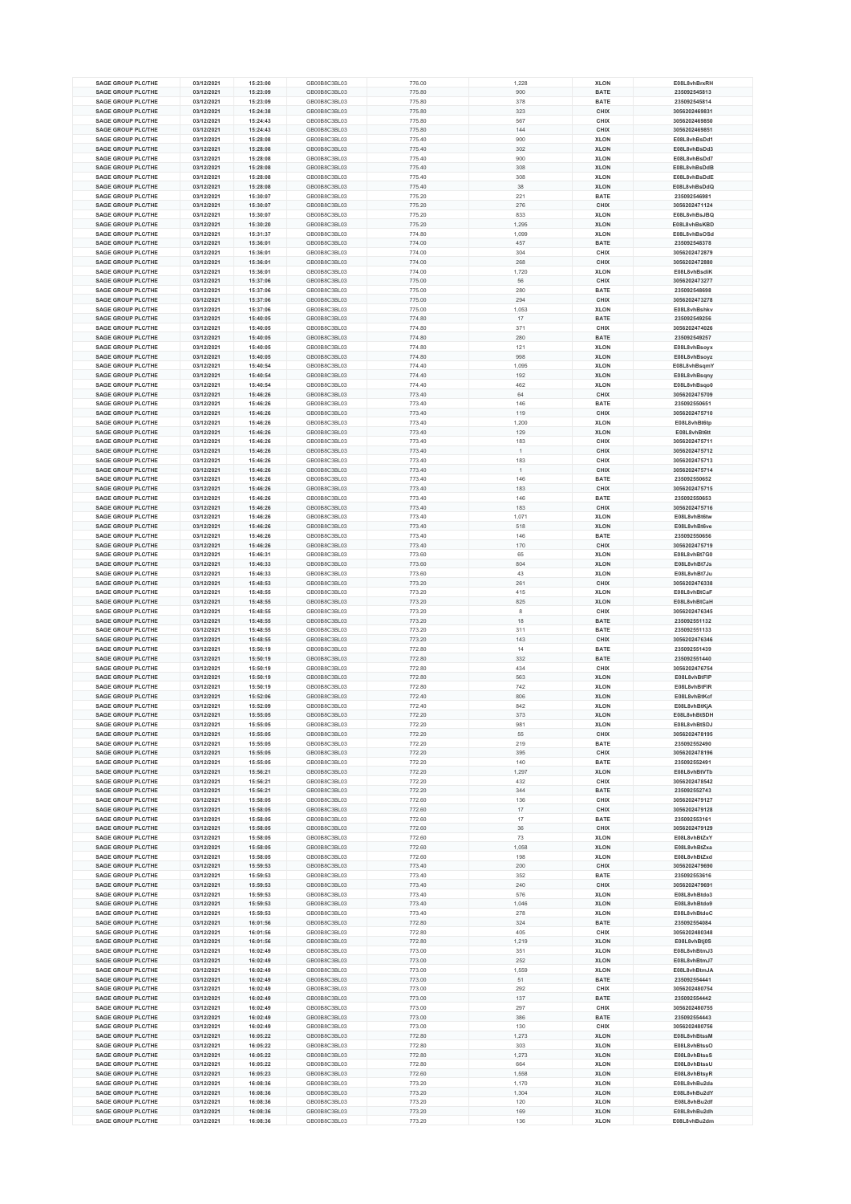| SAGE GROUP PLC/THE | 03/12/2021 | 15:23:00 | GB00B8C3BL03 | 776.00 | 1,228 | XLON | E08L8vhBrxRH |
|---|---|---|---|---|---|---|---|
| SAGE GROUP PLC/THE | 03/12/2021 | 15:23:09 | GB00B8C3BL03 | 775.80 | 900 | BATE | 235092545813 |
| SAGE GROUP PLC/THE | 03/12/2021 | 15:23:09 | GB00B8C3BL03 | 775.80 | 378 | BATE | 235092545814 |
| SAGE GROUP PLC/THE | 03/12/2021 | 15:24:38 | GB00B8C3BL03 | 775.80 | 323 | CHIX | 3056202469831 |
| SAGE GROUP PLC/THE | 03/12/2021 | 15:24:43 | GB00B8C3BL03 | 775.80 | 567 | CHIX | 3056202469850 |
| SAGE GROUP PLC/THE | 03/12/2021 | 15:24:43 | GB00B8C3BL03 | 775.80 | 144 | CHIX | 3056202469851 |
| SAGE GROUP PLC/THE | 03/12/2021 | 15:28:08 | GB00B8C3BL03 | 775.40 | 900 | XLON | E08L8vhBsDd1 |
| SAGE GROUP PLC/THE | 03/12/2021 | 15:28:08 | GB00B8C3BL03 | 775.40 | 302 | XLON | E08L8vhBsDd3 |
| SAGE GROUP PLC/THE | 03/12/2021 | 15:28:08 | GB00B8C3BL03 | 775.40 | 900 | XLON | E08L8vhBsDd7 |
| SAGE GROUP PLC/THE | 03/12/2021 | 15:28:08 | GB00B8C3BL03 | 775.40 | 308 | XLON | E08L8vhBsDdB |
| SAGE GROUP PLC/THE | 03/12/2021 | 15:28:08 | GB00B8C3BL03 | 775.40 | 308 | XLON | E08L8vhBsDdE |
| SAGE GROUP PLC/THE | 03/12/2021 | 15:28:08 | GB00B8C3BL03 | 775.40 | 38 | XLON | E08L8vhBsDdQ |
| SAGE GROUP PLC/THE | 03/12/2021 | 15:30:07 | GB00B8C3BL03 | 775.20 | 221 | BATE | 235092546981 |
| SAGE GROUP PLC/THE | 03/12/2021 | 15:30:07 | GB00B8C3BL03 | 775.20 | 276 | CHIX | 3056202471124 |
| SAGE GROUP PLC/THE | 03/12/2021 | 15:30:07 | GB00B8C3BL03 | 775.20 | 833 | XLON | E08L8vhBsJBQ |
| SAGE GROUP PLC/THE | 03/12/2021 | 15:30:20 | GB00B8C3BL03 | 775.20 | 1,295 | XLON | E08L8vhBsKBD |
| SAGE GROUP PLC/THE | 03/12/2021 | 15:31:37 | GB00B8C3BL03 | 774.80 | 1,099 | XLON | E08L8vhBsOSd |
| SAGE GROUP PLC/THE | 03/12/2021 | 15:36:01 | GB00B8C3BL03 | 774.00 | 457 | BATE | 235092548378 |
| SAGE GROUP PLC/THE | 03/12/2021 | 15:36:01 | GB00B8C3BL03 | 774.00 | 304 | CHIX | 3056202472879 |
| SAGE GROUP PLC/THE | 03/12/2021 | 15:36:01 | GB00B8C3BL03 | 774.00 | 268 | CHIX | 3056202472880 |
| SAGE GROUP PLC/THE | 03/12/2021 | 15:36:01 | GB00B8C3BL03 | 774.00 | 1,720 | XLON | E08L8vhBsdiK |
| SAGE GROUP PLC/THE | 03/12/2021 | 15:37:06 | GB00B8C3BL03 | 775.00 | 56 | CHIX | 3056202473277 |
| SAGE GROUP PLC/THE | 03/12/2021 | 15:37:06 | GB00B8C3BL03 | 775.00 | 280 | BATE | 235092548698 |
| SAGE GROUP PLC/THE | 03/12/2021 | 15:37:06 | GB00B8C3BL03 | 775.00 | 294 | CHIX | 3056202473278 |
| SAGE GROUP PLC/THE | 03/12/2021 | 15:37:06 | GB00B8C3BL03 | 775.00 | 1,053 | XLON | E08L8vhBshkv |
| SAGE GROUP PLC/THE | 03/12/2021 | 15:40:05 | GB00B8C3BL03 | 774.80 | 17 | BATE | 235092549256 |
| SAGE GROUP PLC/THE | 03/12/2021 | 15:40:05 | GB00B8C3BL03 | 774.80 | 371 | CHIX | 3056202474026 |
| SAGE GROUP PLC/THE | 03/12/2021 | 15:40:05 | GB00B8C3BL03 | 774.80 | 280 | BATE | 235092549257 |
| SAGE GROUP PLC/THE | 03/12/2021 | 15:40:05 | GB00B8C3BL03 | 774.80 | 121 | XLON | E08L8vhBsoyx |
| SAGE GROUP PLC/THE | 03/12/2021 | 15:40:05 | GB00B8C3BL03 | 774.80 | 998 | XLON | E08L8vhBsoyz |
| SAGE GROUP PLC/THE | 03/12/2021 | 15:40:54 | GB00B8C3BL03 | 774.40 | 1,095 | XLON | E08L8vhBsqmY |
| SAGE GROUP PLC/THE | 03/12/2021 | 15:40:54 | GB00B8C3BL03 | 774.40 | 192 | XLON | E08L8vhBsqny |
| SAGE GROUP PLC/THE | 03/12/2021 | 15:40:54 | GB00B8C3BL03 | 774.40 | 462 | XLON | E08L8vhBsqo0 |
| SAGE GROUP PLC/THE | 03/12/2021 | 15:46:26 | GB00B8C3BL03 | 773.40 | 64 | CHIX | 3056202475709 |
| SAGE GROUP PLC/THE | 03/12/2021 | 15:46:26 | GB00B8C3BL03 | 773.40 | 146 | BATE | 235092550651 |
| SAGE GROUP PLC/THE | 03/12/2021 | 15:46:26 | GB00B8C3BL03 | 773.40 | 119 | CHIX | 3056202475710 |
| SAGE GROUP PLC/THE | 03/12/2021 | 15:46:26 | GB00B8C3BL03 | 773.40 | 1,200 | XLON | E08L8vhBt6tp |
| SAGE GROUP PLC/THE | 03/12/2021 | 15:46:26 | GB00B8C3BL03 | 773.40 | 129 | XLON | E08L8vhBt6tt |
| SAGE GROUP PLC/THE | 03/12/2021 | 15:46:26 | GB00B8C3BL03 | 773.40 | 183 | CHIX | 3056202475711 |
| SAGE GROUP PLC/THE | 03/12/2021 | 15:46:26 | GB00B8C3BL03 | 773.40 | 1 | CHIX | 3056202475712 |
| SAGE GROUP PLC/THE | 03/12/2021 | 15:46:26 | GB00B8C3BL03 | 773.40 | 183 | CHIX | 3056202475713 |
| SAGE GROUP PLC/THE | 03/12/2021 | 15:46:26 | GB00B8C3BL03 | 773.40 | 1 | CHIX | 3056202475714 |
| SAGE GROUP PLC/THE | 03/12/2021 | 15:46:26 | GB00B8C3BL03 | 773.40 | 146 | BATE | 235092550652 |
| SAGE GROUP PLC/THE | 03/12/2021 | 15:46:26 | GB00B8C3BL03 | 773.40 | 183 | CHIX | 3056202475715 |
| SAGE GROUP PLC/THE | 03/12/2021 | 15:46:26 | GB00B8C3BL03 | 773.40 | 146 | BATE | 235092550653 |
| SAGE GROUP PLC/THE | 03/12/2021 | 15:46:26 | GB00B8C3BL03 | 773.40 | 183 | CHIX | 3056202475716 |
| SAGE GROUP PLC/THE | 03/12/2021 | 15:46:26 | GB00B8C3BL03 | 773.40 | 1,071 | XLON | E08L8vhBt6tw |
| SAGE GROUP PLC/THE | 03/12/2021 | 15:46:26 | GB00B8C3BL03 | 773.40 | 518 | XLON | E08L8vhBt6ve |
| SAGE GROUP PLC/THE | 03/12/2021 | 15:46:26 | GB00B8C3BL03 | 773.40 | 146 | BATE | 235092550656 |
| SAGE GROUP PLC/THE | 03/12/2021 | 15:46:26 | GB00B8C3BL03 | 773.40 | 170 | CHIX | 3056202475719 |
| SAGE GROUP PLC/THE | 03/12/2021 | 15:46:31 | GB00B8C3BL03 | 773.60 | 65 | XLON | E08L8vhBt7G0 |
| SAGE GROUP PLC/THE | 03/12/2021 | 15:46:33 | GB00B8C3BL03 | 773.60 | 804 | XLON | E08L8vhBt7Js |
| SAGE GROUP PLC/THE | 03/12/2021 | 15:46:33 | GB00B8C3BL03 | 773.60 | 43 | XLON | E08L8vhBt7Ju |
| SAGE GROUP PLC/THE | 03/12/2021 | 15:48:53 | GB00B8C3BL03 | 773.20 | 261 | CHIX | 3056202476338 |
| SAGE GROUP PLC/THE | 03/12/2021 | 15:48:55 | GB00B8C3BL03 | 773.20 | 415 | XLON | E08L8vhBtCaF |
| SAGE GROUP PLC/THE | 03/12/2021 | 15:48:55 | GB00B8C3BL03 | 773.20 | 825 | XLON | E08L8vhBtCaH |
| SAGE GROUP PLC/THE | 03/12/2021 | 15:48:55 | GB00B8C3BL03 | 773.20 | 8 | CHIX | 3056202476345 |
| SAGE GROUP PLC/THE | 03/12/2021 | 15:48:55 | GB00B8C3BL03 | 773.20 | 18 | BATE | 235092551132 |
| SAGE GROUP PLC/THE | 03/12/2021 | 15:48:55 | GB00B8C3BL03 | 773.20 | 311 | BATE | 235092551133 |
| SAGE GROUP PLC/THE | 03/12/2021 | 15:48:55 | GB00B8C3BL03 | 773.20 | 143 | CHIX | 3056202476346 |
| SAGE GROUP PLC/THE | 03/12/2021 | 15:50:19 | GB00B8C3BL03 | 772.80 | 14 | BATE | 235092551439 |
| SAGE GROUP PLC/THE | 03/12/2021 | 15:50:19 | GB00B8C3BL03 | 772.80 | 332 | BATE | 235092551440 |
| SAGE GROUP PLC/THE | 03/12/2021 | 15:50:19 | GB00B8C3BL03 | 772.80 | 434 | CHIX | 3056202476754 |
| SAGE GROUP PLC/THE | 03/12/2021 | 15:50:19 | GB00B8C3BL03 | 772.80 | 563 | XLON | E08L8vhBtFIP |
| SAGE GROUP PLC/THE | 03/12/2021 | 15:50:19 | GB00B8C3BL03 | 772.80 | 742 | XLON | E08L8vhBtFIR |
| SAGE GROUP PLC/THE | 03/12/2021 | 15:52:06 | GB00B8C3BL03 | 772.40 | 806 | XLON | E08L8vhBtKcf |
| SAGE GROUP PLC/THE | 03/12/2021 | 15:52:09 | GB00B8C3BL03 | 772.40 | 842 | XLON | E08L8vhBtKjA |
| SAGE GROUP PLC/THE | 03/12/2021 | 15:55:05 | GB00B8C3BL03 | 772.20 | 373 | XLON | E08L8vhBtSDH |
| SAGE GROUP PLC/THE | 03/12/2021 | 15:55:05 | GB00B8C3BL03 | 772.20 | 981 | XLON | E08L8vhBtSDJ |
| SAGE GROUP PLC/THE | 03/12/2021 | 15:55:05 | GB00B8C3BL03 | 772.20 | 55 | CHIX | 3056202478195 |
| SAGE GROUP PLC/THE | 03/12/2021 | 15:55:05 | GB00B8C3BL03 | 772.20 | 219 | BATE | 235092552490 |
| SAGE GROUP PLC/THE | 03/12/2021 | 15:55:05 | GB00B8C3BL03 | 772.20 | 395 | CHIX | 3056202478196 |
| SAGE GROUP PLC/THE | 03/12/2021 | 15:55:05 | GB00B8C3BL03 | 772.20 | 140 | BATE | 235092552491 |
| SAGE GROUP PLC/THE | 03/12/2021 | 15:56:21 | GB00B8C3BL03 | 772.20 | 1,297 | XLON | E08L8vhBtVTb |
| SAGE GROUP PLC/THE | 03/12/2021 | 15:56:21 | GB00B8C3BL03 | 772.20 | 432 | CHIX | 3056202478542 |
| SAGE GROUP PLC/THE | 03/12/2021 | 15:56:21 | GB00B8C3BL03 | 772.20 | 344 | BATE | 235092552743 |
| SAGE GROUP PLC/THE | 03/12/2021 | 15:58:05 | GB00B8C3BL03 | 772.60 | 136 | CHIX | 3056202479127 |
| SAGE GROUP PLC/THE | 03/12/2021 | 15:58:05 | GB00B8C3BL03 | 772.60 | 17 | CHIX | 3056202479128 |
| SAGE GROUP PLC/THE | 03/12/2021 | 15:58:05 | GB00B8C3BL03 | 772.60 | 17 | BATE | 235092553161 |
| SAGE GROUP PLC/THE | 03/12/2021 | 15:58:05 | GB00B8C3BL03 | 772.60 | 36 | CHIX | 3056202479129 |
| SAGE GROUP PLC/THE | 03/12/2021 | 15:58:05 | GB00B8C3BL03 | 772.60 | 73 | XLON | E08L8vhBtZxY |
| SAGE GROUP PLC/THE | 03/12/2021 | 15:58:05 | GB00B8C3BL03 | 772.60 | 1,058 | XLON | E08L8vhBtZxa |
| SAGE GROUP PLC/THE | 03/12/2021 | 15:58:05 | GB00B8C3BL03 | 772.60 | 198 | XLON | E08L8vhBtZxd |
| SAGE GROUP PLC/THE | 03/12/2021 | 15:59:53 | GB00B8C3BL03 | 773.40 | 200 | CHIX | 3056202479690 |
| SAGE GROUP PLC/THE | 03/12/2021 | 15:59:53 | GB00B8C3BL03 | 773.40 | 352 | BATE | 235092553616 |
| SAGE GROUP PLC/THE | 03/12/2021 | 15:59:53 | GB00B8C3BL03 | 773.40 | 240 | CHIX | 3056202479691 |
| SAGE GROUP PLC/THE | 03/12/2021 | 15:59:53 | GB00B8C3BL03 | 773.40 | 576 | XLON | E08L8vhBtdo3 |
| SAGE GROUP PLC/THE | 03/12/2021 | 15:59:53 | GB00B8C3BL03 | 773.40 | 1,046 | XLON | E08L8vhBtdo9 |
| SAGE GROUP PLC/THE | 03/12/2021 | 15:59:53 | GB00B8C3BL03 | 773.40 | 278 | XLON | E08L8vhBtdoC |
| SAGE GROUP PLC/THE | 03/12/2021 | 16:01:56 | GB00B8C3BL03 | 772.80 | 324 | BATE | 235092554084 |
| SAGE GROUP PLC/THE | 03/12/2021 | 16:01:56 | GB00B8C3BL03 | 772.80 | 405 | CHIX | 3056202480348 |
| SAGE GROUP PLC/THE | 03/12/2021 | 16:01:56 | GB00B8C3BL03 | 772.80 | 1,219 | XLON | E08L8vhBtj0S |
| SAGE GROUP PLC/THE | 03/12/2021 | 16:02:49 | GB00B8C3BL03 | 773.00 | 351 | XLON | E08L8vhBtmJ3 |
| SAGE GROUP PLC/THE | 03/12/2021 | 16:02:49 | GB00B8C3BL03 | 773.00 | 252 | XLON | E08L8vhBtmJ7 |
| SAGE GROUP PLC/THE | 03/12/2021 | 16:02:49 | GB00B8C3BL03 | 773.00 | 1,559 | XLON | E08L8vhBtmJA |
| SAGE GROUP PLC/THE | 03/12/2021 | 16:02:49 | GB00B8C3BL03 | 773.00 | 51 | BATE | 235092554441 |
| SAGE GROUP PLC/THE | 03/12/2021 | 16:02:49 | GB00B8C3BL03 | 773.00 | 292 | CHIX | 3056202480754 |
| SAGE GROUP PLC/THE | 03/12/2021 | 16:02:49 | GB00B8C3BL03 | 773.00 | 137 | BATE | 235092554442 |
| SAGE GROUP PLC/THE | 03/12/2021 | 16:02:49 | GB00B8C3BL03 | 773.00 | 297 | CHIX | 3056202480755 |
| SAGE GROUP PLC/THE | 03/12/2021 | 16:02:49 | GB00B8C3BL03 | 773.00 | 386 | BATE | 235092554443 |
| SAGE GROUP PLC/THE | 03/12/2021 | 16:02:49 | GB00B8C3BL03 | 773.00 | 130 | CHIX | 3056202480756 |
| SAGE GROUP PLC/THE | 03/12/2021 | 16:05:22 | GB00B8C3BL03 | 772.80 | 1,273 | XLON | E08L8vhBtssM |
| SAGE GROUP PLC/THE | 03/12/2021 | 16:05:22 | GB00B8C3BL03 | 772.80 | 303 | XLON | E08L8vhBtssO |
| SAGE GROUP PLC/THE | 03/12/2021 | 16:05:22 | GB00B8C3BL03 | 772.80 | 1,273 | XLON | E08L8vhBtssS |
| SAGE GROUP PLC/THE | 03/12/2021 | 16:05:22 | GB00B8C3BL03 | 772.80 | 664 | XLON | E08L8vhBtssU |
| SAGE GROUP PLC/THE | 03/12/2021 | 16:05:23 | GB00B8C3BL03 | 772.60 | 1,558 | XLON | E08L8vhBtsyR |
| SAGE GROUP PLC/THE | 03/12/2021 | 16:08:36 | GB00B8C3BL03 | 773.20 | 1,170 | XLON | E08L8vhBu2da |
| SAGE GROUP PLC/THE | 03/12/2021 | 16:08:36 | GB00B8C3BL03 | 773.20 | 1,304 | XLON | E08L8vhBu2dY |
| SAGE GROUP PLC/THE | 03/12/2021 | 16:08:36 | GB00B8C3BL03 | 773.20 | 120 | XLON | E08L8vhBu2df |
| SAGE GROUP PLC/THE | 03/12/2021 | 16:08:36 | GB00B8C3BL03 | 773.20 | 169 | XLON | E08L8vhBu2dh |
| SAGE GROUP PLC/THE | 03/12/2021 | 16:08:36 | GB00B8C3BL03 | 773.20 | 136 | XLON | E08L8vhBu2dm |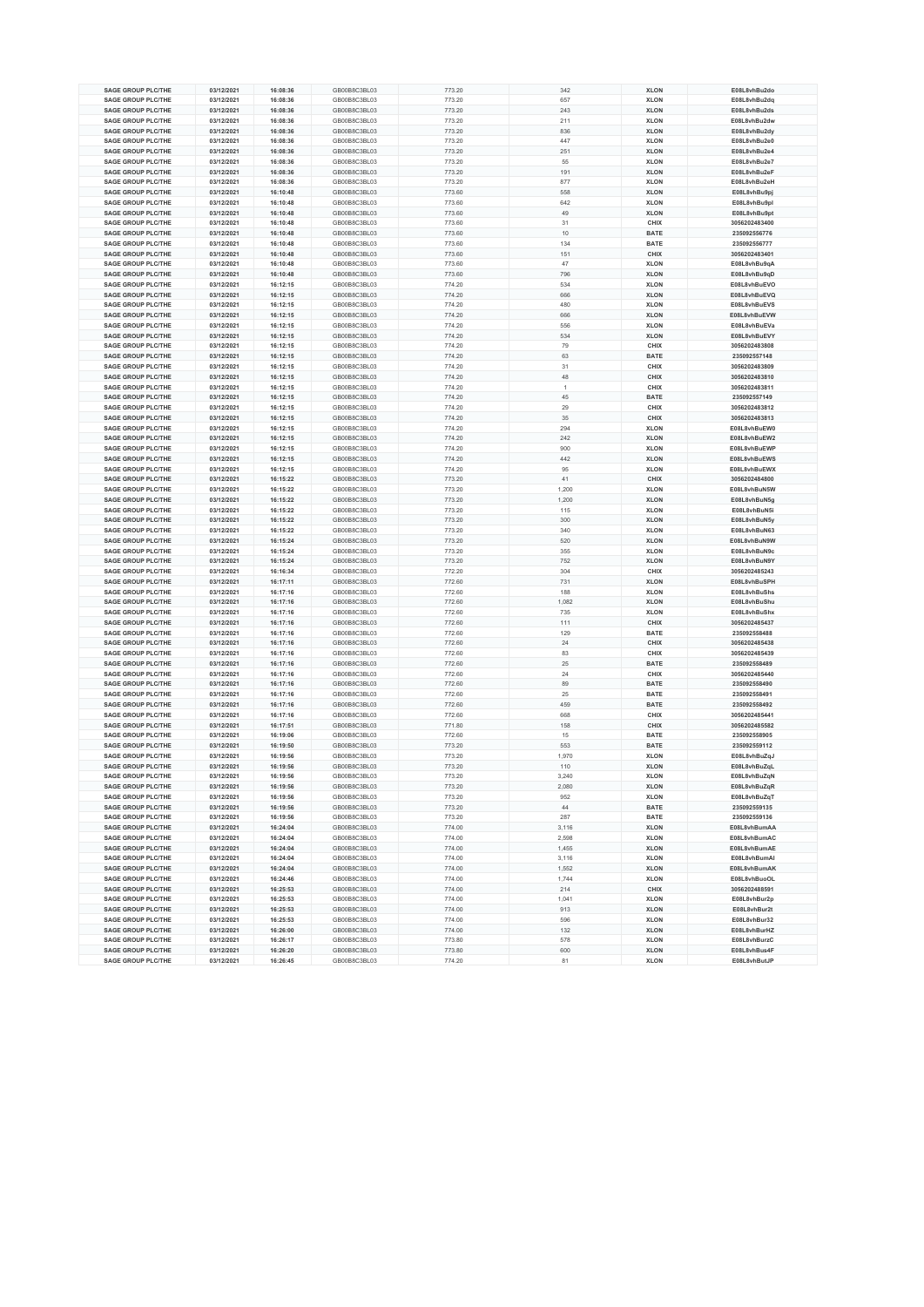| | | | | | | |
|---|---|---|---|---|---|---|
| SAGE GROUP PLC/THE | 03/12/2021 | 16:08:36 | GB00B8C3BL03 | 773.20 | 342 | XLON | E08L8vhBu2do |
| SAGE GROUP PLC/THE | 03/12/2021 | 16:08:36 | GB00B8C3BL03 | 773.20 | 657 | XLON | E08L8vhBu2dq |
| SAGE GROUP PLC/THE | 03/12/2021 | 16:08:36 | GB00B8C3BL03 | 773.20 | 243 | XLON | E08L8vhBu2ds |
| SAGE GROUP PLC/THE | 03/12/2021 | 16:08:36 | GB00B8C3BL03 | 773.20 | 211 | XLON | E08L8vhBu2dw |
| SAGE GROUP PLC/THE | 03/12/2021 | 16:08:36 | GB00B8C3BL03 | 773.20 | 836 | XLON | E08L8vhBu2dy |
| SAGE GROUP PLC/THE | 03/12/2021 | 16:08:36 | GB00B8C3BL03 | 773.20 | 447 | XLON | E08L8vhBu2e0 |
| SAGE GROUP PLC/THE | 03/12/2021 | 16:08:36 | GB00B8C3BL03 | 773.20 | 251 | XLON | E08L8vhBu2e4 |
| SAGE GROUP PLC/THE | 03/12/2021 | 16:08:36 | GB00B8C3BL03 | 773.20 | 55 | XLON | E08L8vhBu2e7 |
| SAGE GROUP PLC/THE | 03/12/2021 | 16:08:36 | GB00B8C3BL03 | 773.20 | 191 | XLON | E08L8vhBu2eF |
| SAGE GROUP PLC/THE | 03/12/2021 | 16:08:36 | GB00B8C3BL03 | 773.20 | 877 | XLON | E08L8vhBu2eH |
| SAGE GROUP PLC/THE | 03/12/2021 | 16:10:48 | GB00B8C3BL03 | 773.60 | 558 | XLON | E08L8vhBu9pj |
| SAGE GROUP PLC/THE | 03/12/2021 | 16:10:48 | GB00B8C3BL03 | 773.60 | 642 | XLON | E08L8vhBu9pl |
| SAGE GROUP PLC/THE | 03/12/2021 | 16:10:48 | GB00B8C3BL03 | 773.60 | 49 | XLON | E08L8vhBu9pt |
| SAGE GROUP PLC/THE | 03/12/2021 | 16:10:48 | GB00B8C3BL03 | 773.60 | 31 | CHIX | 3056202483400 |
| SAGE GROUP PLC/THE | 03/12/2021 | 16:10:48 | GB00B8C3BL03 | 773.60 | 10 | BATE | 235092556776 |
| SAGE GROUP PLC/THE | 03/12/2021 | 16:10:48 | GB00B8C3BL03 | 773.60 | 134 | BATE | 235092556777 |
| SAGE GROUP PLC/THE | 03/12/2021 | 16:10:48 | GB00B8C3BL03 | 773.60 | 151 | CHIX | 3056202483401 |
| SAGE GROUP PLC/THE | 03/12/2021 | 16:10:48 | GB00B8C3BL03 | 773.60 | 47 | XLON | E08L8vhBu9qA |
| SAGE GROUP PLC/THE | 03/12/2021 | 16:10:48 | GB00B8C3BL03 | 773.60 | 796 | XLON | E08L8vhBu9qD |
| SAGE GROUP PLC/THE | 03/12/2021 | 16:12:15 | GB00B8C3BL03 | 774.20 | 534 | XLON | E08L8vhBuEVO |
| SAGE GROUP PLC/THE | 03/12/2021 | 16:12:15 | GB00B8C3BL03 | 774.20 | 666 | XLON | E08L8vhBuEVQ |
| SAGE GROUP PLC/THE | 03/12/2021 | 16:12:15 | GB00B8C3BL03 | 774.20 | 480 | XLON | E08L8vhBuEVS |
| SAGE GROUP PLC/THE | 03/12/2021 | 16:12:15 | GB00B8C3BL03 | 774.20 | 666 | XLON | E08L8vhBuEVW |
| SAGE GROUP PLC/THE | 03/12/2021 | 16:12:15 | GB00B8C3BL03 | 774.20 | 556 | XLON | E08L8vhBuEVa |
| SAGE GROUP PLC/THE | 03/12/2021 | 16:12:15 | GB00B8C3BL03 | 774.20 | 534 | XLON | E08L8vhBuEVY |
| SAGE GROUP PLC/THE | 03/12/2021 | 16:12:15 | GB00B8C3BL03 | 774.20 | 79 | CHIX | 3056202483808 |
| SAGE GROUP PLC/THE | 03/12/2021 | 16:12:15 | GB00B8C3BL03 | 774.20 | 63 | BATE | 235092557148 |
| SAGE GROUP PLC/THE | 03/12/2021 | 16:12:15 | GB00B8C3BL03 | 774.20 | 31 | CHIX | 3056202483809 |
| SAGE GROUP PLC/THE | 03/12/2021 | 16:12:15 | GB00B8C3BL03 | 774.20 | 48 | CHIX | 3056202483810 |
| SAGE GROUP PLC/THE | 03/12/2021 | 16:12:15 | GB00B8C3BL03 | 774.20 | 1 | CHIX | 3056202483811 |
| SAGE GROUP PLC/THE | 03/12/2021 | 16:12:15 | GB00B8C3BL03 | 774.20 | 45 | BATE | 235092557149 |
| SAGE GROUP PLC/THE | 03/12/2021 | 16:12:15 | GB00B8C3BL03 | 774.20 | 29 | CHIX | 3056202483812 |
| SAGE GROUP PLC/THE | 03/12/2021 | 16:12:15 | GB00B8C3BL03 | 774.20 | 35 | CHIX | 3056202483813 |
| SAGE GROUP PLC/THE | 03/12/2021 | 16:12:15 | GB00B8C3BL03 | 774.20 | 294 | XLON | E08L8vhBuEW0 |
| SAGE GROUP PLC/THE | 03/12/2021 | 16:12:15 | GB00B8C3BL03 | 774.20 | 242 | XLON | E08L8vhBuEW2 |
| SAGE GROUP PLC/THE | 03/12/2021 | 16:12:15 | GB00B8C3BL03 | 774.20 | 900 | XLON | E08L8vhBuEWP |
| SAGE GROUP PLC/THE | 03/12/2021 | 16:12:15 | GB00B8C3BL03 | 774.20 | 442 | XLON | E08L8vhBuEWS |
| SAGE GROUP PLC/THE | 03/12/2021 | 16:12:15 | GB00B8C3BL03 | 774.20 | 95 | XLON | E08L8vhBuEWX |
| SAGE GROUP PLC/THE | 03/12/2021 | 16:15:22 | GB00B8C3BL03 | 773.20 | 41 | CHIX | 3056202484800 |
| SAGE GROUP PLC/THE | 03/12/2021 | 16:15:22 | GB00B8C3BL03 | 773.20 | 1,200 | XLON | E08L8vhBuN5W |
| SAGE GROUP PLC/THE | 03/12/2021 | 16:15:22 | GB00B8C3BL03 | 773.20 | 1,200 | XLON | E08L8vhBuN5g |
| SAGE GROUP PLC/THE | 03/12/2021 | 16:15:22 | GB00B8C3BL03 | 773.20 | 115 | XLON | E08L8vhBuN5i |
| SAGE GROUP PLC/THE | 03/12/2021 | 16:15:22 | GB00B8C3BL03 | 773.20 | 300 | XLON | E08L8vhBuN5y |
| SAGE GROUP PLC/THE | 03/12/2021 | 16:15:22 | GB00B8C3BL03 | 773.20 | 340 | XLON | E08L8vhBuN63 |
| SAGE GROUP PLC/THE | 03/12/2021 | 16:15:24 | GB00B8C3BL03 | 773.20 | 520 | XLON | E08L8vhBuN9W |
| SAGE GROUP PLC/THE | 03/12/2021 | 16:15:24 | GB00B8C3BL03 | 773.20 | 355 | XLON | E08L8vhBuN9c |
| SAGE GROUP PLC/THE | 03/12/2021 | 16:15:24 | GB00B8C3BL03 | 773.20 | 752 | XLON | E08L8vhBuN9Y |
| SAGE GROUP PLC/THE | 03/12/2021 | 16:16:34 | GB00B8C3BL03 | 772.20 | 304 | CHIX | 3056202485243 |
| SAGE GROUP PLC/THE | 03/12/2021 | 16:17:11 | GB00B8C3BL03 | 772.60 | 731 | XLON | E08L8vhBuSPH |
| SAGE GROUP PLC/THE | 03/12/2021 | 16:17:16 | GB00B8C3BL03 | 772.60 | 188 | XLON | E08L8vhBuShs |
| SAGE GROUP PLC/THE | 03/12/2021 | 16:17:16 | GB00B8C3BL03 | 772.60 | 1,082 | XLON | E08L8vhBuShu |
| SAGE GROUP PLC/THE | 03/12/2021 | 16:17:16 | GB00B8C3BL03 | 772.60 | 735 | XLON | E08L8vhBuShx |
| SAGE GROUP PLC/THE | 03/12/2021 | 16:17:16 | GB00B8C3BL03 | 772.60 | 111 | CHIX | 3056202485437 |
| SAGE GROUP PLC/THE | 03/12/2021 | 16:17:16 | GB00B8C3BL03 | 772.60 | 129 | BATE | 235092558488 |
| SAGE GROUP PLC/THE | 03/12/2021 | 16:17:16 | GB00B8C3BL03 | 772.60 | 24 | CHIX | 3056202485438 |
| SAGE GROUP PLC/THE | 03/12/2021 | 16:17:16 | GB00B8C3BL03 | 772.60 | 83 | CHIX | 3056202485439 |
| SAGE GROUP PLC/THE | 03/12/2021 | 16:17:16 | GB00B8C3BL03 | 772.60 | 25 | BATE | 235092558489 |
| SAGE GROUP PLC/THE | 03/12/2021 | 16:17:16 | GB00B8C3BL03 | 772.60 | 24 | CHIX | 3056202485440 |
| SAGE GROUP PLC/THE | 03/12/2021 | 16:17:16 | GB00B8C3BL03 | 772.60 | 89 | BATE | 235092558490 |
| SAGE GROUP PLC/THE | 03/12/2021 | 16:17:16 | GB00B8C3BL03 | 772.60 | 25 | BATE | 235092558491 |
| SAGE GROUP PLC/THE | 03/12/2021 | 16:17:16 | GB00B8C3BL03 | 772.60 | 459 | BATE | 235092558492 |
| SAGE GROUP PLC/THE | 03/12/2021 | 16:17:16 | GB00B8C3BL03 | 772.60 | 668 | CHIX | 3056202485441 |
| SAGE GROUP PLC/THE | 03/12/2021 | 16:17:51 | GB00B8C3BL03 | 771.80 | 158 | CHIX | 3056202485582 |
| SAGE GROUP PLC/THE | 03/12/2021 | 16:19:06 | GB00B8C3BL03 | 772.60 | 15 | BATE | 235092558905 |
| SAGE GROUP PLC/THE | 03/12/2021 | 16:19:50 | GB00B8C3BL03 | 773.20 | 553 | BATE | 235092559112 |
| SAGE GROUP PLC/THE | 03/12/2021 | 16:19:56 | GB00B8C3BL03 | 773.20 | 1,970 | XLON | E08L8vhBuZqJ |
| SAGE GROUP PLC/THE | 03/12/2021 | 16:19:56 | GB00B8C3BL03 | 773.20 | 110 | XLON | E08L8vhBuZqL |
| SAGE GROUP PLC/THE | 03/12/2021 | 16:19:56 | GB00B8C3BL03 | 773.20 | 3,240 | XLON | E08L8vhBuZqN |
| SAGE GROUP PLC/THE | 03/12/2021 | 16:19:56 | GB00B8C3BL03 | 773.20 | 2,080 | XLON | E08L8vhBuZqR |
| SAGE GROUP PLC/THE | 03/12/2021 | 16:19:56 | GB00B8C3BL03 | 773.20 | 952 | XLON | E08L8vhBuZqT |
| SAGE GROUP PLC/THE | 03/12/2021 | 16:19:56 | GB00B8C3BL03 | 773.20 | 44 | BATE | 235092559135 |
| SAGE GROUP PLC/THE | 03/12/2021 | 16:19:56 | GB00B8C3BL03 | 773.20 | 287 | BATE | 235092559136 |
| SAGE GROUP PLC/THE | 03/12/2021 | 16:24:04 | GB00B8C3BL03 | 774.00 | 3,116 | XLON | E08L8vhBumAA |
| SAGE GROUP PLC/THE | 03/12/2021 | 16:24:04 | GB00B8C3BL03 | 774.00 | 2,598 | XLON | E08L8vhBumAC |
| SAGE GROUP PLC/THE | 03/12/2021 | 16:24:04 | GB00B8C3BL03 | 774.00 | 1,455 | XLON | E08L8vhBumAE |
| SAGE GROUP PLC/THE | 03/12/2021 | 16:24:04 | GB00B8C3BL03 | 774.00 | 3,116 | XLON | E08L8vhBumAI |
| SAGE GROUP PLC/THE | 03/12/2021 | 16:24:04 | GB00B8C3BL03 | 774.00 | 1,552 | XLON | E08L8vhBumAK |
| SAGE GROUP PLC/THE | 03/12/2021 | 16:24:46 | GB00B8C3BL03 | 774.00 | 1,744 | XLON | E08L8vhBuoOL |
| SAGE GROUP PLC/THE | 03/12/2021 | 16:25:53 | GB00B8C3BL03 | 774.00 | 214 | CHIX | 3056202488591 |
| SAGE GROUP PLC/THE | 03/12/2021 | 16:25:53 | GB00B8C3BL03 | 774.00 | 1,041 | XLON | E08L8vhBur2p |
| SAGE GROUP PLC/THE | 03/12/2021 | 16:25:53 | GB00B8C3BL03 | 774.00 | 913 | XLON | E08L8vhBur2t |
| SAGE GROUP PLC/THE | 03/12/2021 | 16:25:53 | GB00B8C3BL03 | 774.00 | 596 | XLON | E08L8vhBur32 |
| SAGE GROUP PLC/THE | 03/12/2021 | 16:26:00 | GB00B8C3BL03 | 774.00 | 132 | XLON | E08L8vhBurHZ |
| SAGE GROUP PLC/THE | 03/12/2021 | 16:26:17 | GB00B8C3BL03 | 773.80 | 578 | XLON | E08L8vhBurzC |
| SAGE GROUP PLC/THE | 03/12/2021 | 16:26:20 | GB00B8C3BL03 | 773.80 | 600 | XLON | E08L8vhBus4F |
| SAGE GROUP PLC/THE | 03/12/2021 | 16:26:45 | GB00B8C3BL03 | 774.20 | 81 | XLON | E08L8vhButJP |